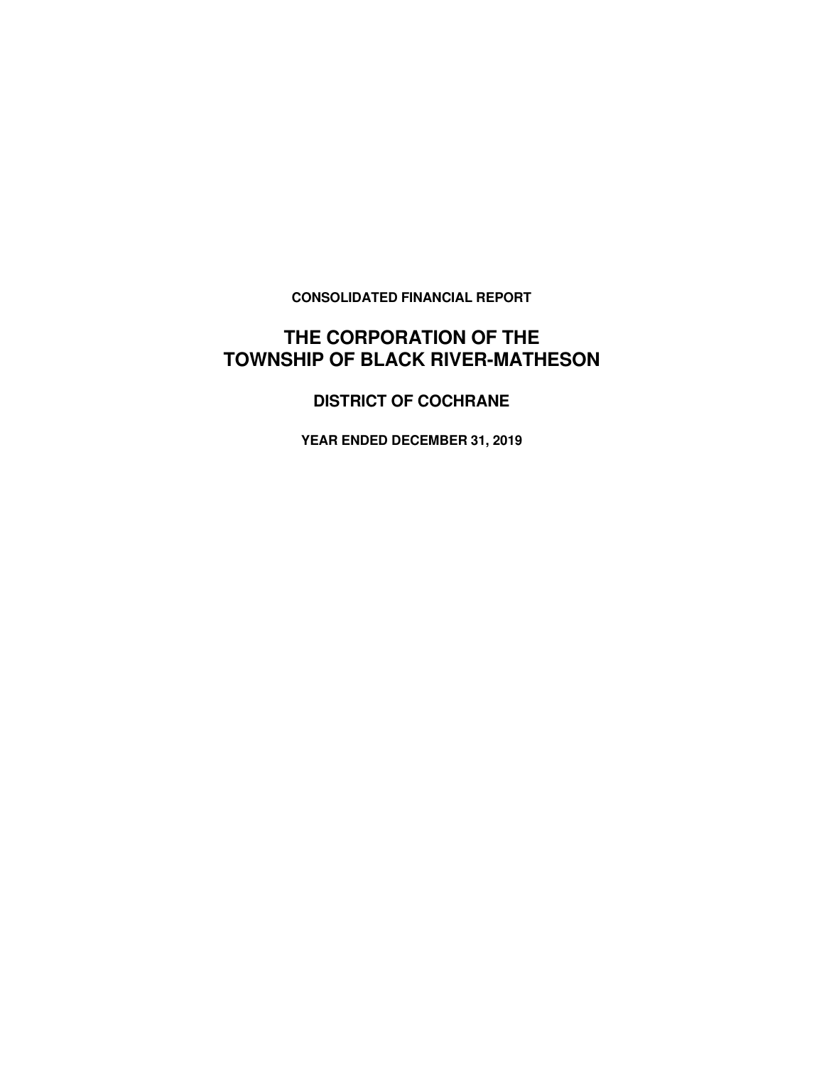**CONSOLIDATED FINANCIAL REPORT**

# THE CORPORATION OF THE TOWNSHIP OF BLACK RIVER-MATHESON

## DISTRICT OF COCHRANE

**YEAR ENDED DECEMBER 31, 2019**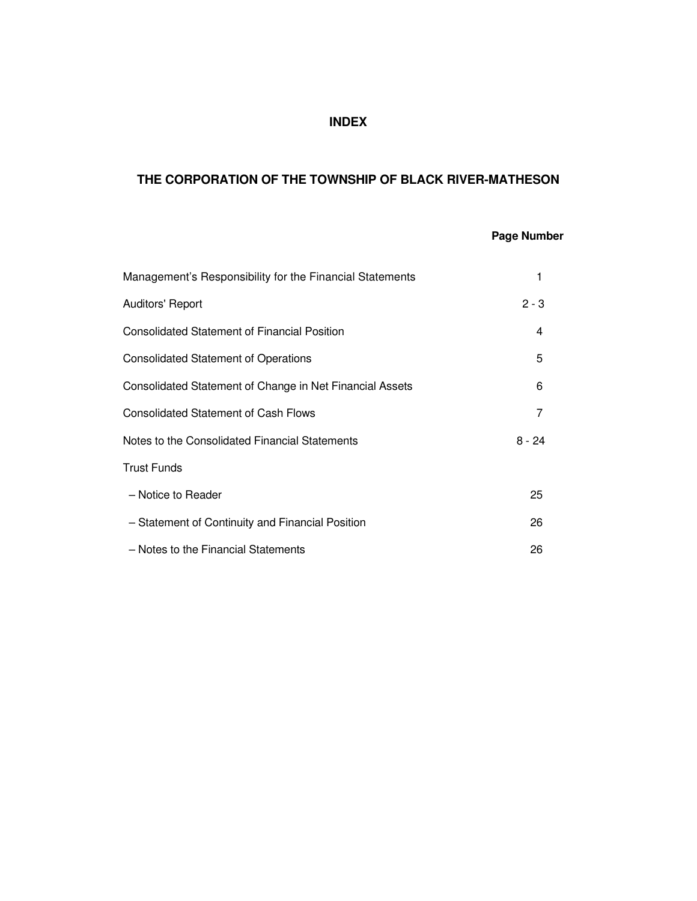# INDEX

## THE CORPORATION OF THE TOWNSHIP OF BLACK RIVER-MATHESON

| | Page Number |
|---|---|
| Management's Responsibility for the Financial Statements | 1 |
| Auditors' Report | 2 - 3 |
| Consolidated Statement of Financial Position | 4 |
| Consolidated Statement of Operations | 5 |
| Consolidated Statement of Change in Net Financial Assets | 6 |
| Consolidated Statement of Cash Flows | 7 |
| Notes to the Consolidated Financial Statements | 8 - 24 |
| Trust Funds | |
| – Notice to Reader | 25 |
| – Statement of Continuity and Financial Position | 26 |
| – Notes to the Financial Statements | 26 |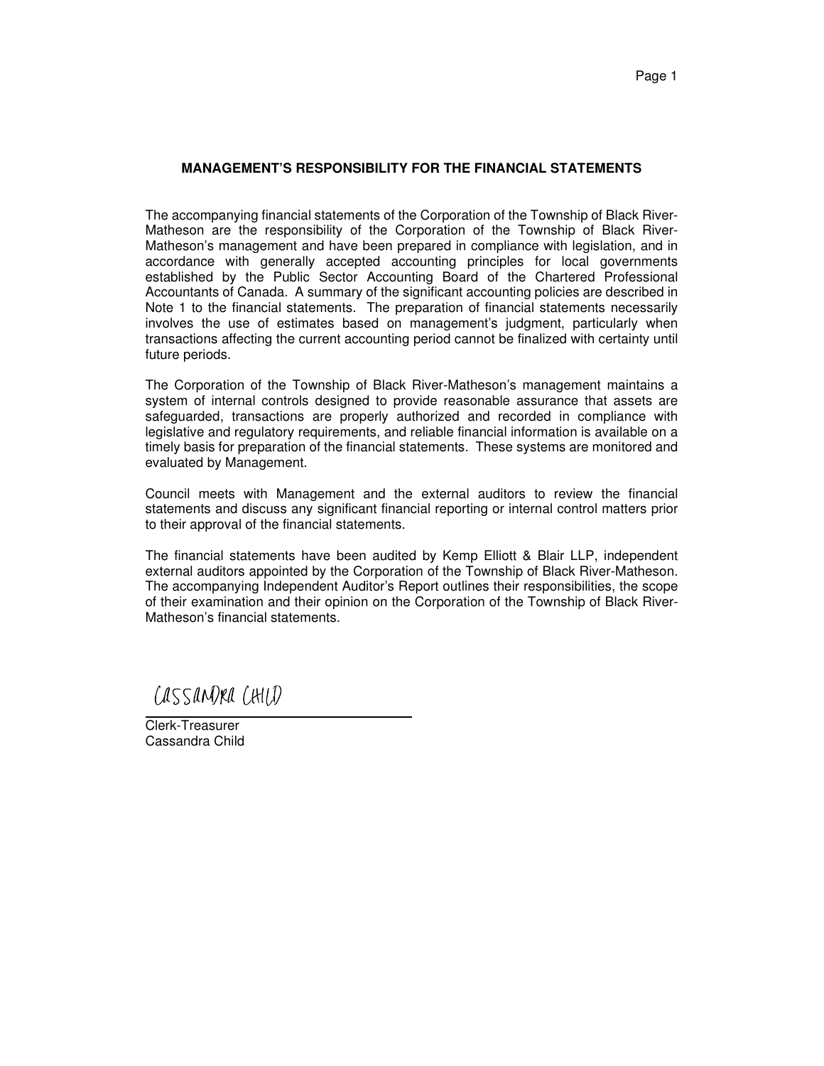## MANAGEMENT'S RESPONSIBILITY FOR THE FINANCIAL STATEMENTS

The accompanying financial statements of the Corporation of the Township of Black River-Matheson are the responsibility of the Corporation of the Township of Black River-Matheson's management and have been prepared in compliance with legislation, and in accordance with generally accepted accounting principles for local governments established by the Public Sector Accounting Board of the Chartered Professional Accountants of Canada. A summary of the significant accounting policies are described in Note 1 to the financial statements. The preparation of financial statements necessarily involves the use of estimates based on management's judgment, particularly when transactions affecting the current accounting period cannot be finalized with certainty until future periods.

The Corporation of the Township of Black River-Matheson's management maintains a system of internal controls designed to provide reasonable assurance that assets are safeguarded, transactions are properly authorized and recorded in compliance with legislative and regulatory requirements, and reliable financial information is available on a timely basis for preparation of the financial statements. These systems are monitored and evaluated by Management.

Council meets with Management and the external auditors to review the financial statements and discuss any significant financial reporting or internal control matters prior to their approval of the financial statements.

The financial statements have been audited by Kemp Elliott & Blair LLP, independent external auditors appointed by the Corporation of the Township of Black River-Matheson. The accompanying Independent Auditor's Report outlines their responsibilities, the scope of their examination and their opinion on the Corporation of the Township of Black River-Matheson's financial statements.

Cassandra Child

Clerk-Treasurer
Cassandra Child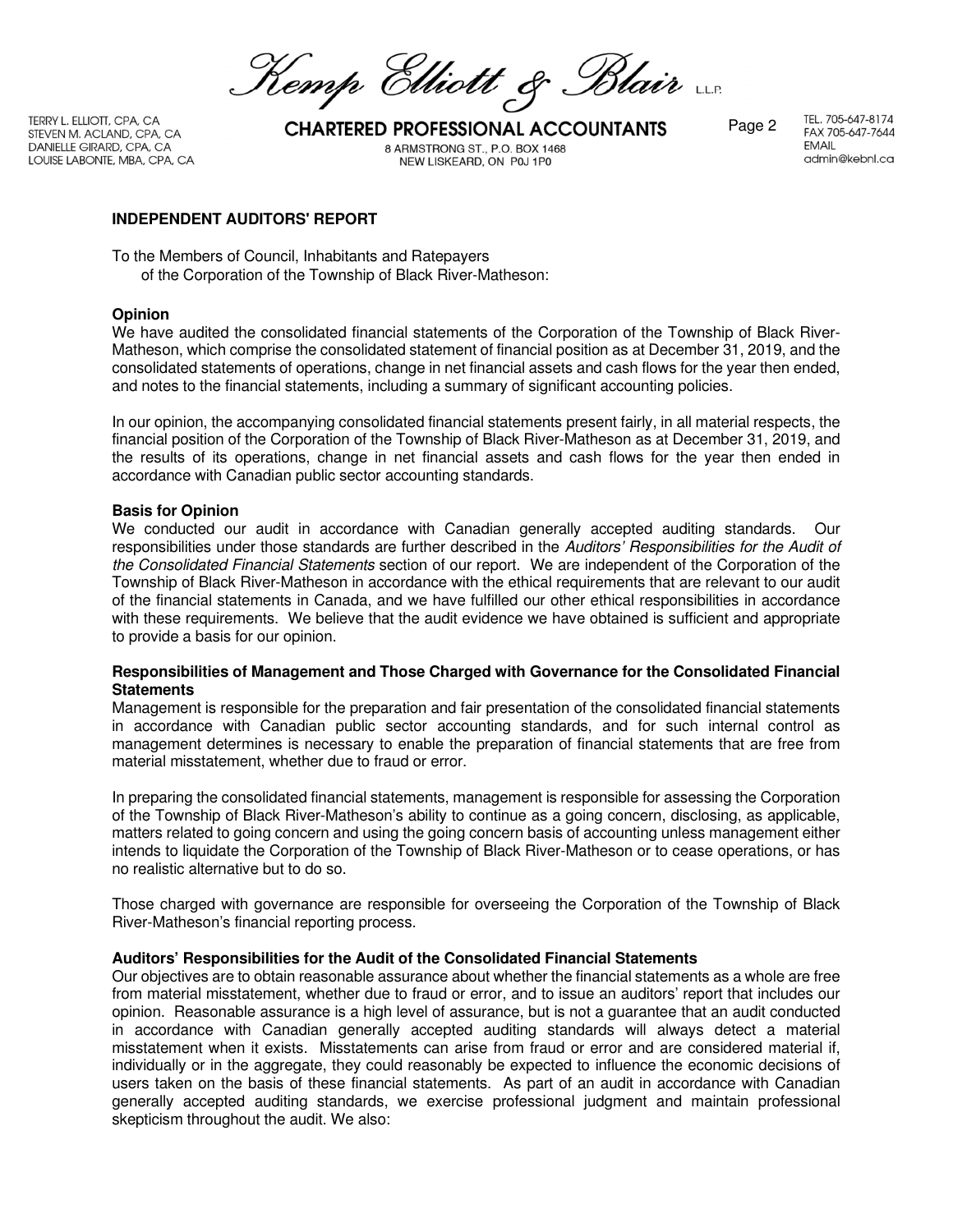## INDEPENDENT AUDITORS' REPORT

To the Members of Council, Inhabitants and Ratepayers
of the Corporation of the Township of Black River-Matheson:

### Opinion

We have audited the consolidated financial statements of the Corporation of the Township of Black River-Matheson, which comprise the consolidated statement of financial position as at December 31, 2019, and the consolidated statements of operations, change in net financial assets and cash flows for the year then ended, and notes to the financial statements, including a summary of significant accounting policies.

In our opinion, the accompanying consolidated financial statements present fairly, in all material respects, the financial position of the Corporation of the Township of Black River-Matheson as at December 31, 2019, and the results of its operations, change in net financial assets and cash flows for the year then ended in accordance with Canadian public sector accounting standards.

### Basis for Opinion

We conducted our audit in accordance with Canadian generally accepted auditing standards. Our responsibilities under those standards are further described in the *Auditors' Responsibilities for the Audit of the Consolidated Financial Statements* section of our report. We are independent of the Corporation of the Township of Black River-Matheson in accordance with the ethical requirements that are relevant to our audit of the financial statements in Canada, and we have fulfilled our other ethical responsibilities in accordance with these requirements. We believe that the audit evidence we have obtained is sufficient and appropriate to provide a basis for our opinion.

### Responsibilities of Management and Those Charged with Governance for the Consolidated Financial Statements

Management is responsible for the preparation and fair presentation of the consolidated financial statements in accordance with Canadian public sector accounting standards, and for such internal control as management determines is necessary to enable the preparation of financial statements that are free from material misstatement, whether due to fraud or error.

In preparing the consolidated financial statements, management is responsible for assessing the Corporation of the Township of Black River-Matheson's ability to continue as a going concern, disclosing, as applicable, matters related to going concern and using the going concern basis of accounting unless management either intends to liquidate the Corporation of the Township of Black River-Matheson or to cease operations, or has no realistic alternative but to do so.

Those charged with governance are responsible for overseeing the Corporation of the Township of Black River-Matheson's financial reporting process.

### Auditors' Responsibilities for the Audit of the Consolidated Financial Statements

Our objectives are to obtain reasonable assurance about whether the financial statements as a whole are free from material misstatement, whether due to fraud or error, and to issue an auditors' report that includes our opinion. Reasonable assurance is a high level of assurance, but is not a guarantee that an audit conducted in accordance with Canadian generally accepted auditing standards will always detect a material misstatement when it exists. Misstatements can arise from fraud or error and are considered material if, individually or in the aggregate, they could reasonably be expected to influence the economic decisions of users taken on the basis of these financial statements. As part of an audit in accordance with Canadian generally accepted auditing standards, we exercise professional judgment and maintain professional skepticism throughout the audit. We also: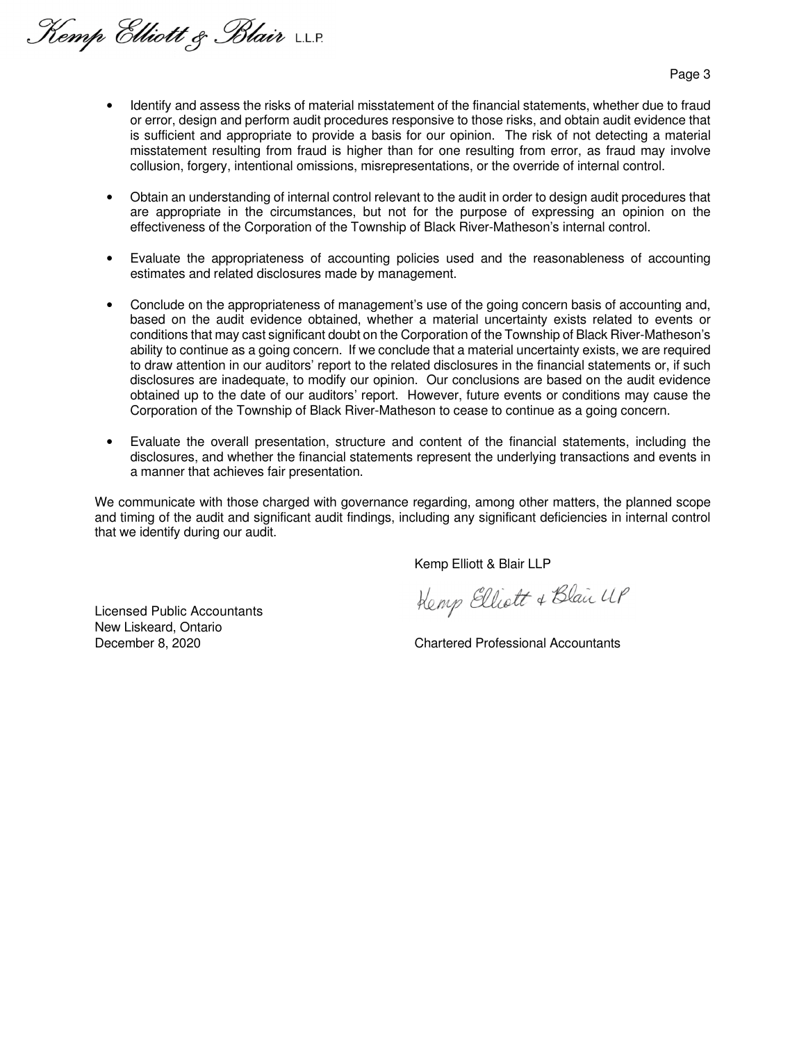- Identify and assess the risks of material misstatement of the financial statements, whether due to fraud or error, design and perform audit procedures responsive to those risks, and obtain audit evidence that is sufficient and appropriate to provide a basis for our opinion. The risk of not detecting a material misstatement resulting from fraud is higher than for one resulting from error, as fraud may involve collusion, forgery, intentional omissions, misrepresentations, or the override of internal control.

- Obtain an understanding of internal control relevant to the audit in order to design audit procedures that are appropriate in the circumstances, but not for the purpose of expressing an opinion on the effectiveness of the Corporation of the Township of Black River-Matheson's internal control.

- Evaluate the appropriateness of accounting policies used and the reasonableness of accounting estimates and related disclosures made by management.

- Conclude on the appropriateness of management's use of the going concern basis of accounting and, based on the audit evidence obtained, whether a material uncertainty exists related to events or conditions that may cast significant doubt on the Corporation of the Township of Black River-Matheson's ability to continue as a going concern. If we conclude that a material uncertainty exists, we are required to draw attention in our auditors' report to the related disclosures in the financial statements or, if such disclosures are inadequate, to modify our opinion. Our conclusions are based on the audit evidence obtained up to the date of our auditors' report. However, future events or conditions may cause the Corporation of the Township of Black River-Matheson to cease to continue as a going concern.

- Evaluate the overall presentation, structure and content of the financial statements, including the disclosures, and whether the financial statements represent the underlying transactions and events in a manner that achieves fair presentation.

We communicate with those charged with governance regarding, among other matters, the planned scope and timing of the audit and significant audit findings, including any significant deficiencies in internal control that we identify during our audit.

Kemp Elliott & Blair LLP

Kemp Elliott & Blair LLP

Chartered Professional Accountants

Licensed Public Accountants
New Liskeard, Ontario
December 8, 2020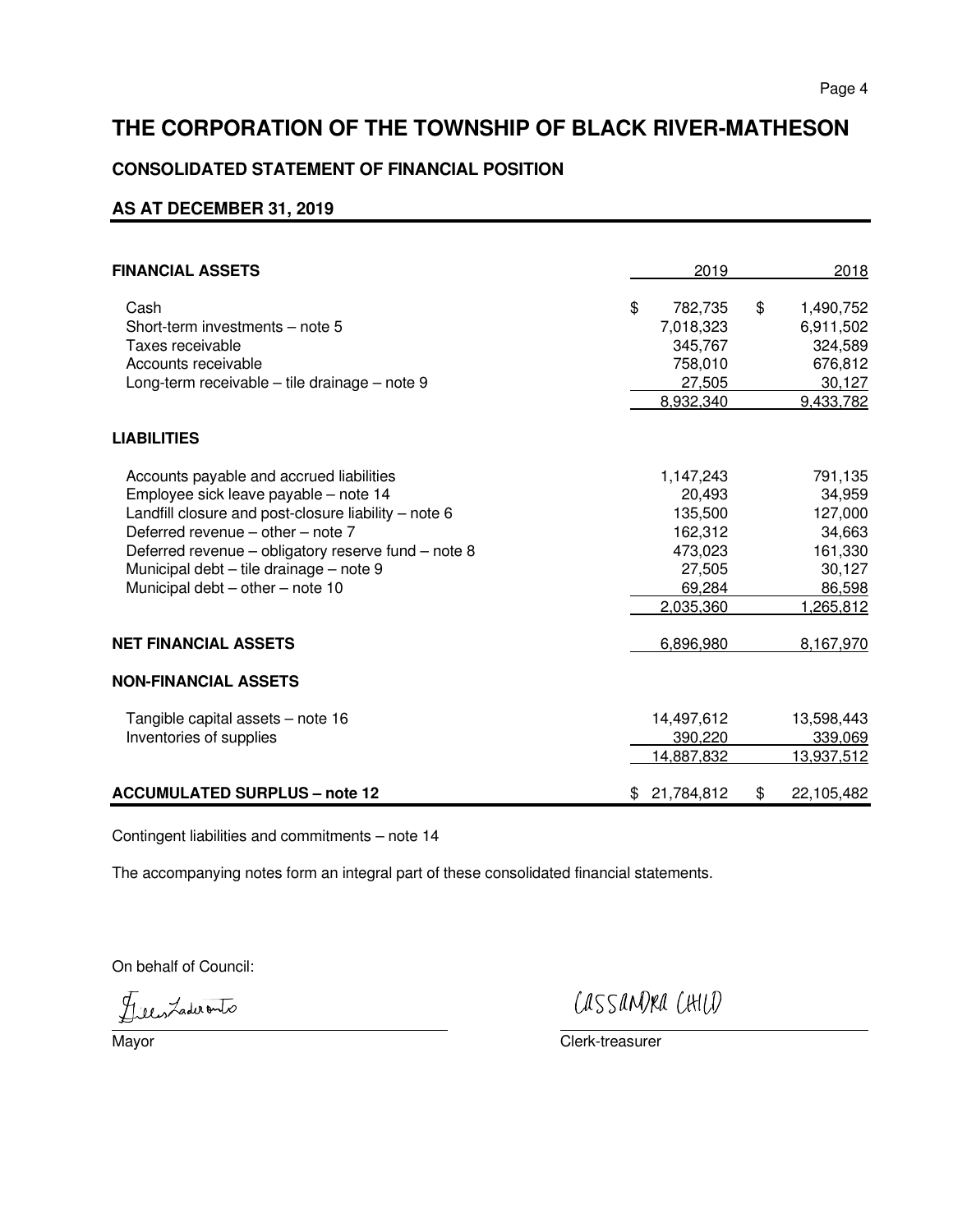# THE CORPORATION OF THE TOWNSHIP OF BLACK RIVER-MATHESON

## CONSOLIDATED STATEMENT OF FINANCIAL POSITION

### AS AT DECEMBER 31, 2019

| | 2019 | 2018 |
|---|---|---|
| **FINANCIAL ASSETS** | | |
| Cash | $ 782,735 | $ 1,490,752 |
| Short-term investments – note 5 | 7,018,323 | 6,911,502 |
| Taxes receivable | 345,767 | 324,589 |
| Accounts receivable | 758,010 | 676,812 |
| Long-term receivable – tile drainage – note 9 | 27,505 | 30,127 |
| | 8,932,340 | 9,433,782 |
| **LIABILITIES** | | |
| Accounts payable and accrued liabilities | 1,147,243 | 791,135 |
| Employee sick leave payable – note 14 | 20,493 | 34,959 |
| Landfill closure and post-closure liability – note 6 | 135,500 | 127,000 |
| Deferred revenue – other – note 7 | 162,312 | 34,663 |
| Deferred revenue – obligatory reserve fund – note 8 | 473,023 | 161,330 |
| Municipal debt – tile drainage – note 9 | 27,505 | 30,127 |
| Municipal debt – other – note 10 | 69,284 | 86,598 |
| | 2,035,360 | 1,265,812 |
| **NET FINANCIAL ASSETS** | 6,896,980 | 8,167,970 |
| **NON-FINANCIAL ASSETS** | | |
| Tangible capital assets – note 16 | 14,497,612 | 13,598,443 |
| Inventories of supplies | 390,220 | 339,069 |
| | 14,887,832 | 13,937,512 |
| **ACCUMULATED SURPLUS – note 12** | $ 21,784,812 | $ 22,105,482 |

Contingent liabilities and commitments – note 14

The accompanying notes form an integral part of these consolidated financial statements.

On behalf of Council:

Mayor

CASSANDRA CHILD

Clerk-treasurer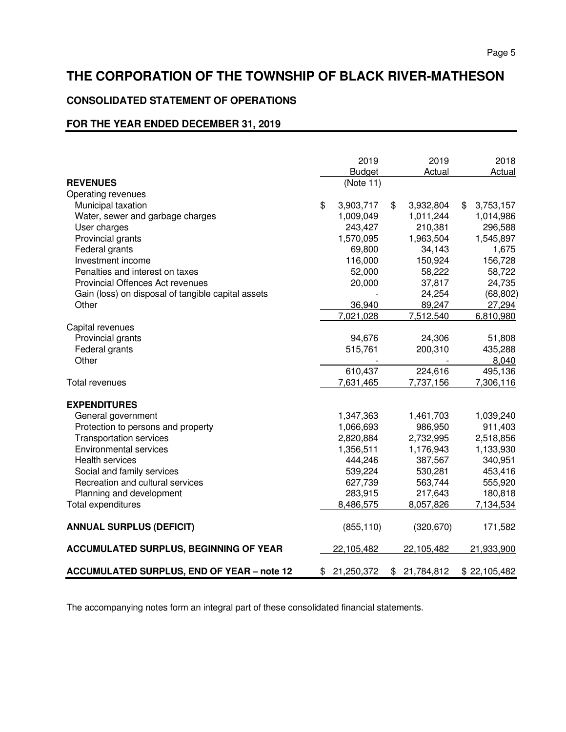# THE CORPORATION OF THE TOWNSHIP OF BLACK RIVER-MATHESON

## CONSOLIDATED STATEMENT OF OPERATIONS

### FOR THE YEAR ENDED DECEMBER 31, 2019

| | 2019 Budget | 2019 Actual | 2018 Actual |
|---|---|---|---|
| **REVENUES** | (Note 11) | | |
| Operating revenues | | | |
| Municipal taxation | $ 3,903,717 | $ 3,932,804 | $ 3,753,157 |
| Water, sewer and garbage charges | 1,009,049 | 1,011,244 | 1,014,986 |
| User charges | 243,427 | 210,381 | 296,588 |
| Provincial grants | 1,570,095 | 1,963,504 | 1,545,897 |
| Federal grants | 69,800 | 34,143 | 1,675 |
| Investment income | 116,000 | 150,924 | 156,728 |
| Penalties and interest on taxes | 52,000 | 58,222 | 58,722 |
| Provincial Offences Act revenues | 20,000 | 37,817 | 24,735 |
| Gain (loss) on disposal of tangible capital assets | - | 24,254 | (68,802) |
| Other | 36,940 | 89,247 | 27,294 |
| | 7,021,028 | 7,512,540 | 6,810,980 |
| Capital revenues | | | |
| Provincial grants | 94,676 | 24,306 | 51,808 |
| Federal grants | 515,761 | 200,310 | 435,288 |
| Other | - | - | 8,040 |
| | 610,437 | 224,616 | 495,136 |
| Total revenues | 7,631,465 | 7,737,156 | 7,306,116 |
| **EXPENDITURES** | | | |
| General government | 1,347,363 | 1,461,703 | 1,039,240 |
| Protection to persons and property | 1,066,693 | 986,950 | 911,403 |
| Transportation services | 2,820,884 | 2,732,995 | 2,518,856 |
| Environmental services | 1,356,511 | 1,176,943 | 1,133,930 |
| Health services | 444,246 | 387,567 | 340,951 |
| Social and family services | 539,224 | 530,281 | 453,416 |
| Recreation and cultural services | 627,739 | 563,744 | 555,920 |
| Planning and development | 283,915 | 217,643 | 180,818 |
| Total expenditures | 8,486,575 | 8,057,826 | 7,134,534 |
| **ANNUAL SURPLUS (DEFICIT)** | (855,110) | (320,670) | 171,582 |
| **ACCUMULATED SURPLUS, BEGINNING OF YEAR** | 22,105,482 | 22,105,482 | 21,933,900 |
| **ACCUMULATED SURPLUS, END OF YEAR – note 12** | $ 21,250,372 | $ 21,784,812 | $ 22,105,482 |

The accompanying notes form an integral part of these consolidated financial statements.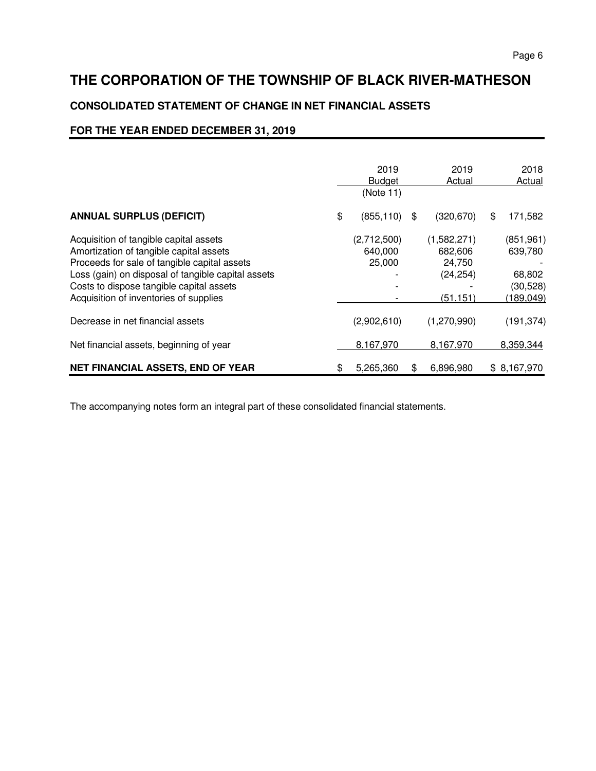# THE CORPORATION OF THE TOWNSHIP OF BLACK RIVER-MATHESON

## CONSOLIDATED STATEMENT OF CHANGE IN NET FINANCIAL ASSETS

### FOR THE YEAR ENDED DECEMBER 31, 2019

| | 2019 Budget (Note 11) | 2019 Actual | 2018 Actual |
|---|---|---|---|
| **ANNUAL SURPLUS (DEFICIT)** | $ (855,110) | $ (320,670) | $ 171,582 |
| Acquisition of tangible capital assets | (2,712,500) | (1,582,271) | (851,961) |
| Amortization of tangible capital assets | 640,000 | 682,606 | 639,780 |
| Proceeds for sale of tangible capital assets | 25,000 | 24,750 | - |
| Loss (gain) on disposal of tangible capital assets | - | (24,254) | 68,802 |
| Costs to dispose tangible capital assets | - | - | (30,528) |
| Acquisition of inventories of supplies | - | (51,151) | (189,049) |
| Decrease in net financial assets | (2,902,610) | (1,270,990) | (191,374) |
| Net financial assets, beginning of year | 8,167,970 | 8,167,970 | 8,359,344 |
| **NET FINANCIAL ASSETS, END OF YEAR** | $ 5,265,360 | $ 6,896,980 | $ 8,167,970 |

The accompanying notes form an integral part of these consolidated financial statements.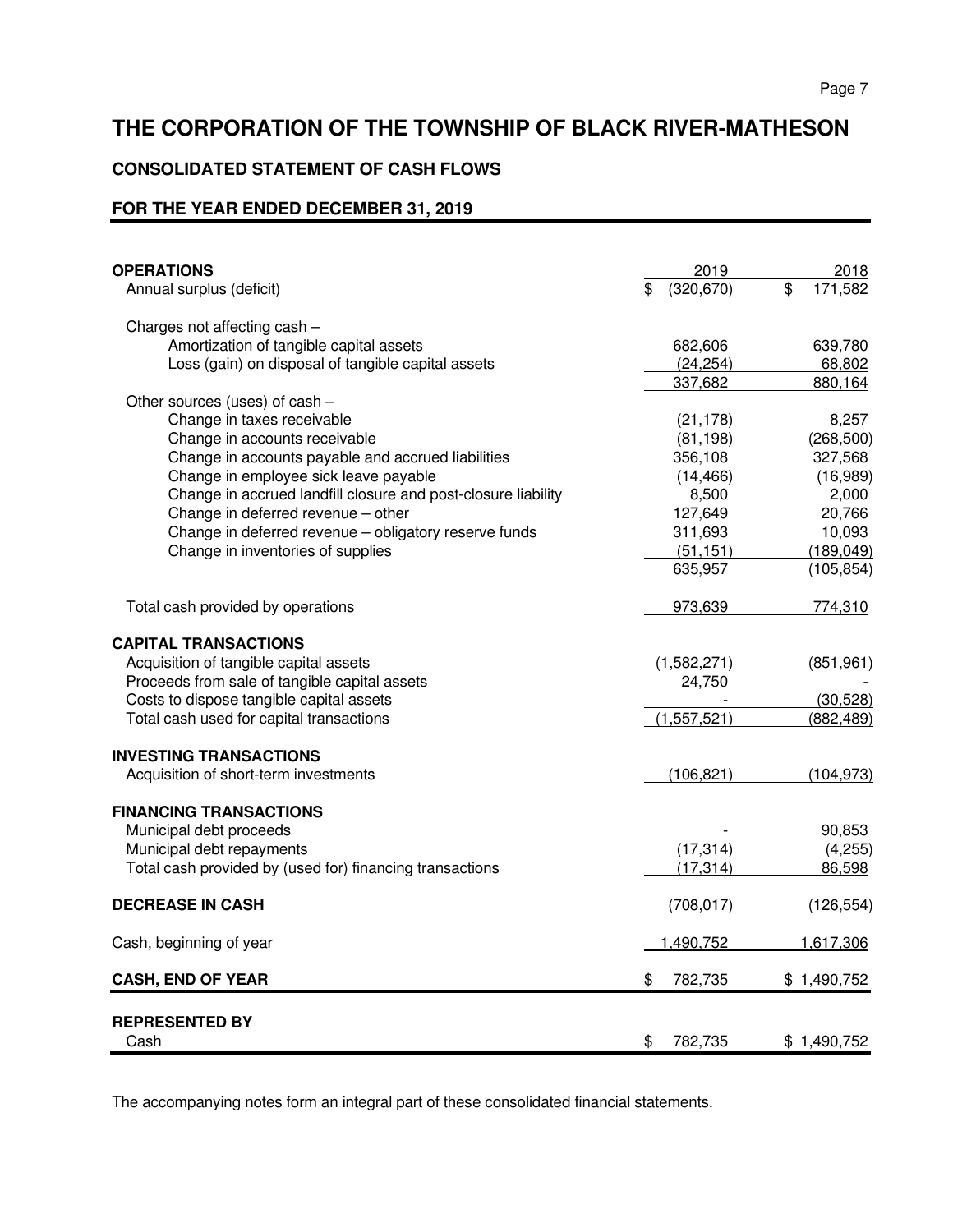# THE CORPORATION OF THE TOWNSHIP OF BLACK RIVER-MATHESON

## CONSOLIDATED STATEMENT OF CASH FLOWS

## FOR THE YEAR ENDED DECEMBER 31, 2019

| | 2019 | 2018 |
|---|---|---|
| **OPERATIONS** | | |
| Annual surplus (deficit) | $ (320,670) | $ 171,582 |
| Charges not affecting cash – | | |
| Amortization of tangible capital assets | 682,606 | 639,780 |
| Loss (gain) on disposal of tangible capital assets | (24,254) | 68,802 |
| | 337,682 | 880,164 |
| Other sources (uses) of cash – | | |
| Change in taxes receivable | (21,178) | 8,257 |
| Change in accounts receivable | (81,198) | (268,500) |
| Change in accounts payable and accrued liabilities | 356,108 | 327,568 |
| Change in employee sick leave payable | (14,466) | (16,989) |
| Change in accrued landfill closure and post-closure liability | 8,500 | 2,000 |
| Change in deferred revenue – other | 127,649 | 20,766 |
| Change in deferred revenue – obligatory reserve funds | 311,693 | 10,093 |
| Change in inventories of supplies | (51,151) | (189,049) |
| | 635,957 | (105,854) |
| Total cash provided by operations | 973,639 | 774,310 |
| **CAPITAL TRANSACTIONS** | | |
| Acquisition of tangible capital assets | (1,582,271) | (851,961) |
| Proceeds from sale of tangible capital assets | 24,750 | - |
| Costs to dispose tangible capital assets | - | (30,528) |
| Total cash used for capital transactions | (1,557,521) | (882,489) |
| **INVESTING TRANSACTIONS** | | |
| Acquisition of short-term investments | (106,821) | (104,973) |
| **FINANCING TRANSACTIONS** | | |
| Municipal debt proceeds | - | 90,853 |
| Municipal debt repayments | (17,314) | (4,255) |
| Total cash provided by (used for) financing transactions | (17,314) | 86,598 |
| **DECREASE IN CASH** | (708,017) | (126,554) |
| Cash, beginning of year | 1,490,752 | 1,617,306 |
| **CASH, END OF YEAR** | $ 782,735 | $ 1,490,752 |
| **REPRESENTED BY** | | |
| Cash | $ 782,735 | $ 1,490,752 |

The accompanying notes form an integral part of these consolidated financial statements.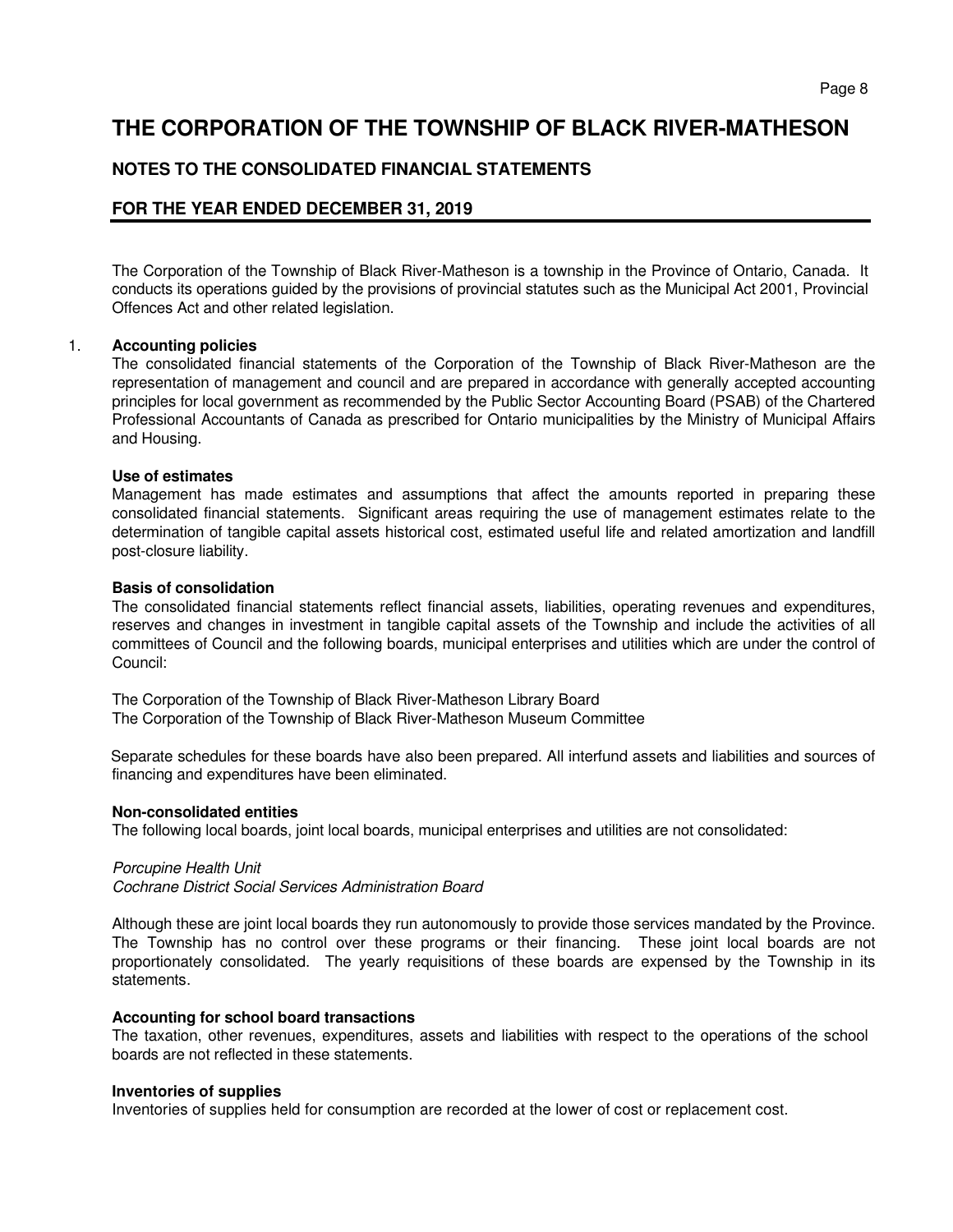# THE CORPORATION OF THE TOWNSHIP OF BLACK RIVER-MATHESON

## NOTES TO THE CONSOLIDATED FINANCIAL STATEMENTS

## FOR THE YEAR ENDED DECEMBER 31, 2019

The Corporation of the Township of Black River-Matheson is a township in the Province of Ontario, Canada. It conducts its operations guided by the provisions of provincial statutes such as the Municipal Act 2001, Provincial Offences Act and other related legislation.

1. **Accounting policies**

The consolidated financial statements of the Corporation of the Township of Black River-Matheson are the representation of management and council and are prepared in accordance with generally accepted accounting principles for local government as recommended by the Public Sector Accounting Board (PSAB) of the Chartered Professional Accountants of Canada as prescribed for Ontario municipalities by the Ministry of Municipal Affairs and Housing.

**Use of estimates**

Management has made estimates and assumptions that affect the amounts reported in preparing these consolidated financial statements. Significant areas requiring the use of management estimates relate to the determination of tangible capital assets historical cost, estimated useful life and related amortization and landfill post-closure liability.

**Basis of consolidation**

The consolidated financial statements reflect financial assets, liabilities, operating revenues and expenditures, reserves and changes in investment in tangible capital assets of the Township and include the activities of all committees of Council and the following boards, municipal enterprises and utilities which are under the control of Council:

The Corporation of the Township of Black River-Matheson Library Board
The Corporation of the Township of Black River-Matheson Museum Committee

Separate schedules for these boards have also been prepared. All interfund assets and liabilities and sources of financing and expenditures have been eliminated.

**Non-consolidated entities**

The following local boards, joint local boards, municipal enterprises and utilities are not consolidated:

*Porcupine Health Unit*
*Cochrane District Social Services Administration Board*

Although these are joint local boards they run autonomously to provide those services mandated by the Province. The Township has no control over these programs or their financing. These joint local boards are not proportionately consolidated. The yearly requisitions of these boards are expensed by the Township in its statements.

**Accounting for school board transactions**

The taxation, other revenues, expenditures, assets and liabilities with respect to the operations of the school boards are not reflected in these statements.

**Inventories of supplies**

Inventories of supplies held for consumption are recorded at the lower of cost or replacement cost.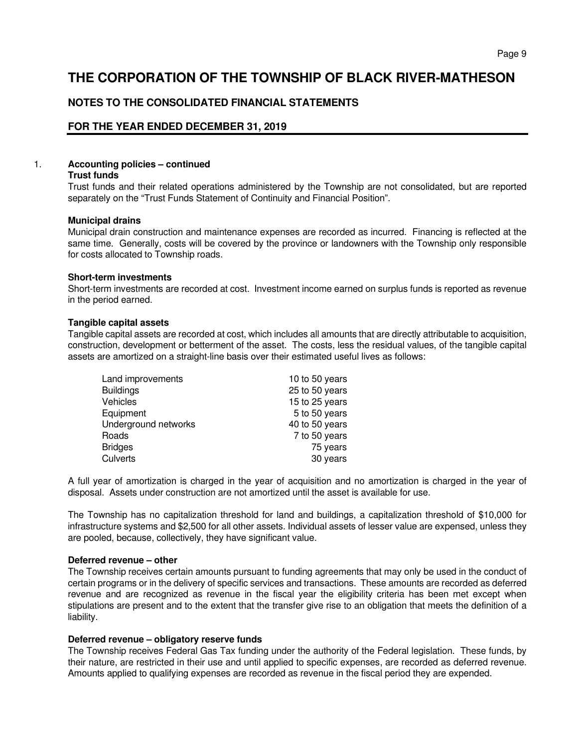# THE CORPORATION OF THE TOWNSHIP OF BLACK RIVER-MATHESON

## NOTES TO THE CONSOLIDATED FINANCIAL STATEMENTS

## FOR THE YEAR ENDED DECEMBER 31, 2019

1. **Accounting policies – continued**

**Trust funds**

Trust funds and their related operations administered by the Township are not consolidated, but are reported separately on the "Trust Funds Statement of Continuity and Financial Position".

**Municipal drains**

Municipal drain construction and maintenance expenses are recorded as incurred. Financing is reflected at the same time. Generally, costs will be covered by the province or landowners with the Township only responsible for costs allocated to Township roads.

**Short-term investments**

Short-term investments are recorded at cost. Investment income earned on surplus funds is reported as revenue in the period earned.

**Tangible capital assets**

Tangible capital assets are recorded at cost, which includes all amounts that are directly attributable to acquisition, construction, development or betterment of the asset. The costs, less the residual values, of the tangible capital assets are amortized on a straight-line basis over their estimated useful lives as follows:

| | |
|---|---|
| Land improvements | 10 to 50 years |
| Buildings | 25 to 50 years |
| Vehicles | 15 to 25 years |
| Equipment | 5 to 50 years |
| Underground networks | 40 to 50 years |
| Roads | 7 to 50 years |
| Bridges | 75 years |
| Culverts | 30 years |

A full year of amortization is charged in the year of acquisition and no amortization is charged in the year of disposal. Assets under construction are not amortized until the asset is available for use.

The Township has no capitalization threshold for land and buildings, a capitalization threshold of $10,000 for infrastructure systems and $2,500 for all other assets. Individual assets of lesser value are expensed, unless they are pooled, because, collectively, they have significant value.

**Deferred revenue – other**

The Township receives certain amounts pursuant to funding agreements that may only be used in the conduct of certain programs or in the delivery of specific services and transactions. These amounts are recorded as deferred revenue and are recognized as revenue in the fiscal year the eligibility criteria has been met except when stipulations are present and to the extent that the transfer give rise to an obligation that meets the definition of a liability.

**Deferred revenue – obligatory reserve funds**

The Township receives Federal Gas Tax funding under the authority of the Federal legislation. These funds, by their nature, are restricted in their use and until applied to specific expenses, are recorded as deferred revenue. Amounts applied to qualifying expenses are recorded as revenue in the fiscal period they are expended.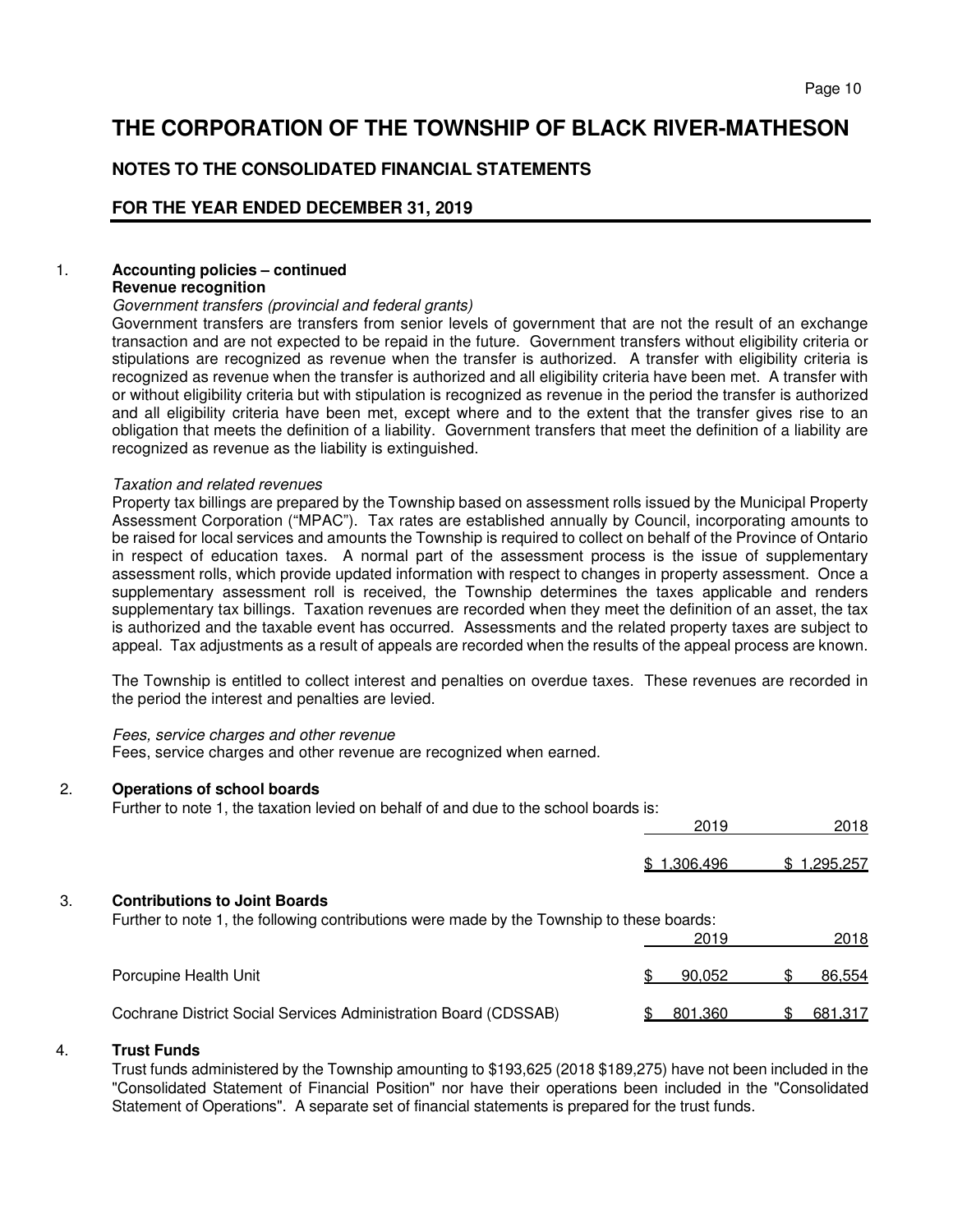# THE CORPORATION OF THE TOWNSHIP OF BLACK RIVER-MATHESON

## NOTES TO THE CONSOLIDATED FINANCIAL STATEMENTS

## FOR THE YEAR ENDED DECEMBER 31, 2019

1. **Accounting policies – continued**

**Revenue recognition**

*Government transfers (provincial and federal grants)*

Government transfers are transfers from senior levels of government that are not the result of an exchange transaction and are not expected to be repaid in the future. Government transfers without eligibility criteria or stipulations are recognized as revenue when the transfer is authorized. A transfer with eligibility criteria is recognized as revenue when the transfer is authorized and all eligibility criteria have been met. A transfer with or without eligibility criteria but with stipulation is recognized as revenue in the period the transfer is authorized and all eligibility criteria have been met, except where and to the extent that the transfer gives rise to an obligation that meets the definition of a liability. Government transfers that meet the definition of a liability are recognized as revenue as the liability is extinguished.

*Taxation and related revenues*

Property tax billings are prepared by the Township based on assessment rolls issued by the Municipal Property Assessment Corporation ("MPAC"). Tax rates are established annually by Council, incorporating amounts to be raised for local services and amounts the Township is required to collect on behalf of the Province of Ontario in respect of education taxes. A normal part of the assessment process is the issue of supplementary assessment rolls, which provide updated information with respect to changes in property assessment. Once a supplementary assessment roll is received, the Township determines the taxes applicable and renders supplementary tax billings. Taxation revenues are recorded when they meet the definition of an asset, the tax is authorized and the taxable event has occurred. Assessments and the related property taxes are subject to appeal. Tax adjustments as a result of appeals are recorded when the results of the appeal process are known.

The Township is entitled to collect interest and penalties on overdue taxes. These revenues are recorded in the period the interest and penalties are levied.

*Fees, service charges and other revenue*

Fees, service charges and other revenue are recognized when earned.

2. **Operations of school boards**

Further to note 1, the taxation levied on behalf of and due to the school boards is:

| | 2019 | 2018 |
|---|---|---|
| | $ 1,306,496 | $ 1,295,257 |

3. **Contributions to Joint Boards**

Further to note 1, the following contributions were made by the Township to these boards:

| | 2019 | 2018 |
|---|---|---|
| Porcupine Health Unit | $ 90,052 | $ 86,554 |
| Cochrane District Social Services Administration Board (CDSSAB) | $ 801,360 | $ 681,317 |

4. **Trust Funds**

Trust funds administered by the Township amounting to $193,625 (2018 $189,275) have not been included in the "Consolidated Statement of Financial Position" nor have their operations been included in the "Consolidated Statement of Operations". A separate set of financial statements is prepared for the trust funds.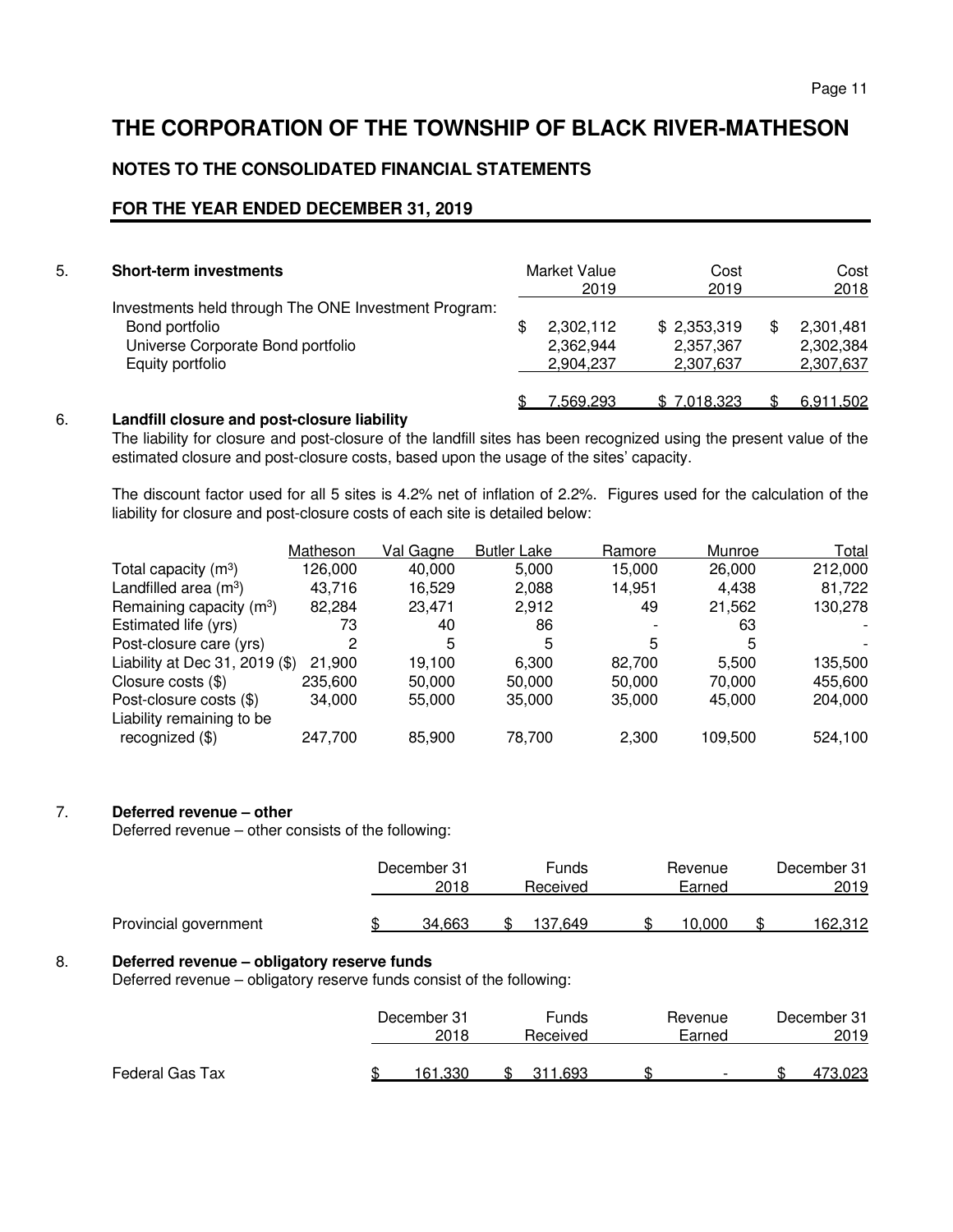# THE CORPORATION OF THE TOWNSHIP OF BLACK RIVER-MATHESON

## NOTES TO THE CONSOLIDATED FINANCIAL STATEMENTS

## FOR THE YEAR ENDED DECEMBER 31, 2019

5. **Short-term investments**

| | Market Value 2019 | Cost 2019 | Cost 2018 |
|---|---|---|---|
| Investments held through The ONE Investment Program: | | | |
| Bond portfolio | $ 2,302,112 | $ 2,353,319 | $ 2,301,481 |
| Universe Corporate Bond portfolio | 2,362,944 | 2,357,367 | 2,302,384 |
| Equity portfolio | 2,904,237 | 2,307,637 | 2,307,637 |
| | $ 7,569,293 | $ 7,018,323 | $ 6,911,502 |

6. **Landfill closure and post-closure liability**

The liability for closure and post-closure of the landfill sites has been recognized using the present value of the estimated closure and post-closure costs, based upon the usage of the sites' capacity.

The discount factor used for all 5 sites is 4.2% net of inflation of 2.2%. Figures used for the calculation of the liability for closure and post-closure costs of each site is detailed below:

| | Matheson | Val Gagne | Butler Lake | Ramore | Munroe | Total |
|---|---|---|---|---|---|---|
| Total capacity ($m^3$) | 126,000 | 40,000 | 5,000 | 15,000 | 26,000 | 212,000 |
| Landfilled area ($m^3$) | 43,716 | 16,529 | 2,088 | 14,951 | 4,438 | 81,722 |
| Remaining capacity ($m^3$) | 82,284 | 23,471 | 2,912 | 49 | 21,562 | 130,278 |
| Estimated life (yrs) | 73 | 40 | 86 | - | 63 | - |
| Post-closure care (yrs) | 2 | 5 | 5 | 5 | 5 | - |
| Liability at Dec 31, 2019 ($) | 21,900 | 19,100 | 6,300 | 82,700 | 5,500 | 135,500 |
| Closure costs ($) | 235,600 | 50,000 | 50,000 | 50,000 | 70,000 | 455,600 |
| Post-closure costs ($) | 34,000 | 55,000 | 35,000 | 35,000 | 45,000 | 204,000 |
| Liability remaining to be recognized ($) | 247,700 | 85,900 | 78,700 | 2,300 | 109,500 | 524,100 |

7. **Deferred revenue – other**

Deferred revenue – other consists of the following:

| | December 31 2018 | Funds Received | Revenue Earned | December 31 2019 |
|---|---|---|---|---|
| Provincial government | $ 34,663 | $ 137,649 | $ 10,000 | $ 162,312 |

8. **Deferred revenue – obligatory reserve funds**

Deferred revenue – obligatory reserve funds consist of the following:

| | December 31 2018 | Funds Received | Revenue Earned | December 31 2019 |
|---|---|---|---|---|
| Federal Gas Tax | $ 161,330 | $ 311,693 | $ - | $ 473,023 |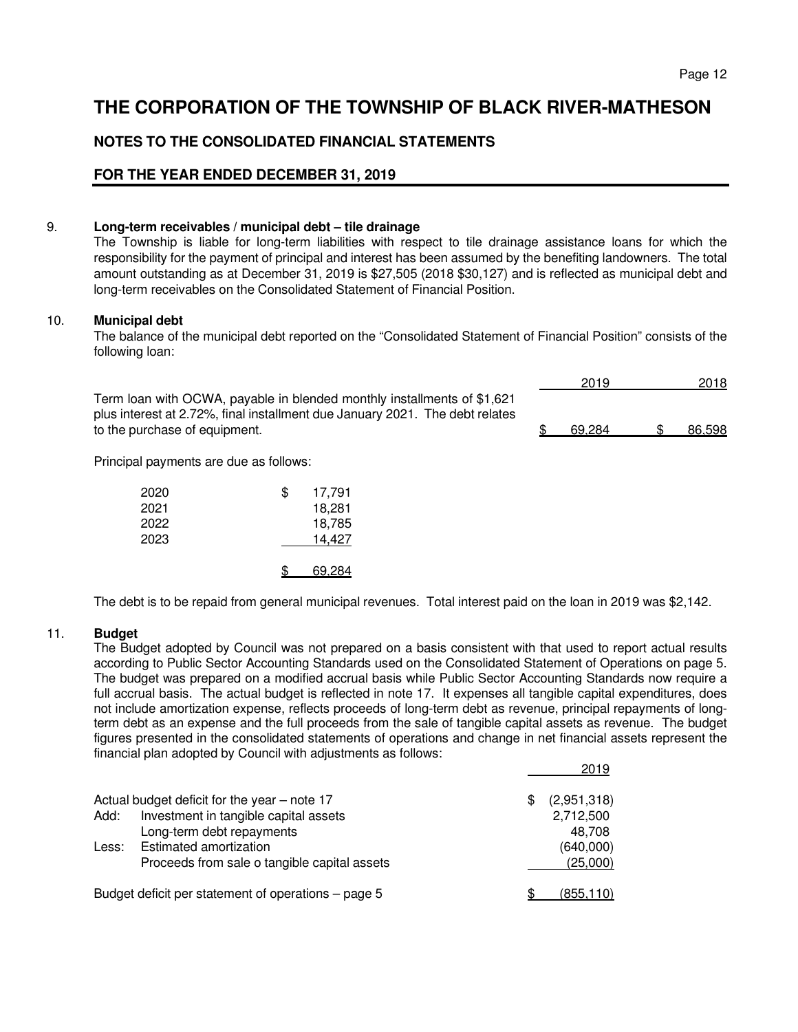# THE CORPORATION OF THE TOWNSHIP OF BLACK RIVER-MATHESON

## NOTES TO THE CONSOLIDATED FINANCIAL STATEMENTS

## FOR THE YEAR ENDED DECEMBER 31, 2019

9. **Long-term receivables / municipal debt – tile drainage**

The Township is liable for long-term liabilities with respect to tile drainage assistance loans for which the responsibility for the payment of principal and interest has been assumed by the benefiting landowners. The total amount outstanding as at December 31, 2019 is $27,505 (2018 $30,127) and is reflected as municipal debt and long-term receivables on the Consolidated Statement of Financial Position.

10. **Municipal debt**

The balance of the municipal debt reported on the "Consolidated Statement of Financial Position" consists of the following loan:

| | 2019 | 2018 |
|---|---|---|
| Term loan with OCWA, payable in blended monthly installments of $1,621 plus interest at 2.72%, final installment due January 2021. The debt relates to the purchase of equipment. | $ 69,284 | $ 86,598 |

Principal payments are due as follows:

| | |
|---|---|
| 2020 | $ 17,791 |
| 2021 | 18,281 |
| 2022 | 18,785 |
| 2023 | 14,427 |
| | $ 69,284 |

The debt is to be repaid from general municipal revenues. Total interest paid on the loan in 2019 was $2,142.

11. **Budget**

The Budget adopted by Council was not prepared on a basis consistent with that used to report actual results according to Public Sector Accounting Standards used on the Consolidated Statement of Operations on page 5. The budget was prepared on a modified accrual basis while Public Sector Accounting Standards now require a full accrual basis. The actual budget is reflected in note 17. It expenses all tangible capital expenditures, does not include amortization expense, reflects proceeds of long-term debt as revenue, principal repayments of long-term debt as an expense and the full proceeds from the sale of tangible capital assets as revenue. The budget figures presented in the consolidated statements of operations and change in net financial assets represent the financial plan adopted by Council with adjustments as follows:

| | | 2019 |
|---|---|---|
| Actual budget deficit for the year – note 17 | | $ (2,951,318) |
| Add: | Investment in tangible capital assets | 2,712,500 |
| | Long-term debt repayments | 48,708 |
| Less: | Estimated amortization | (640,000) |
| | Proceeds from sale o tangible capital assets | (25,000) |
| Budget deficit per statement of operations – page 5 | | $ (855,110) |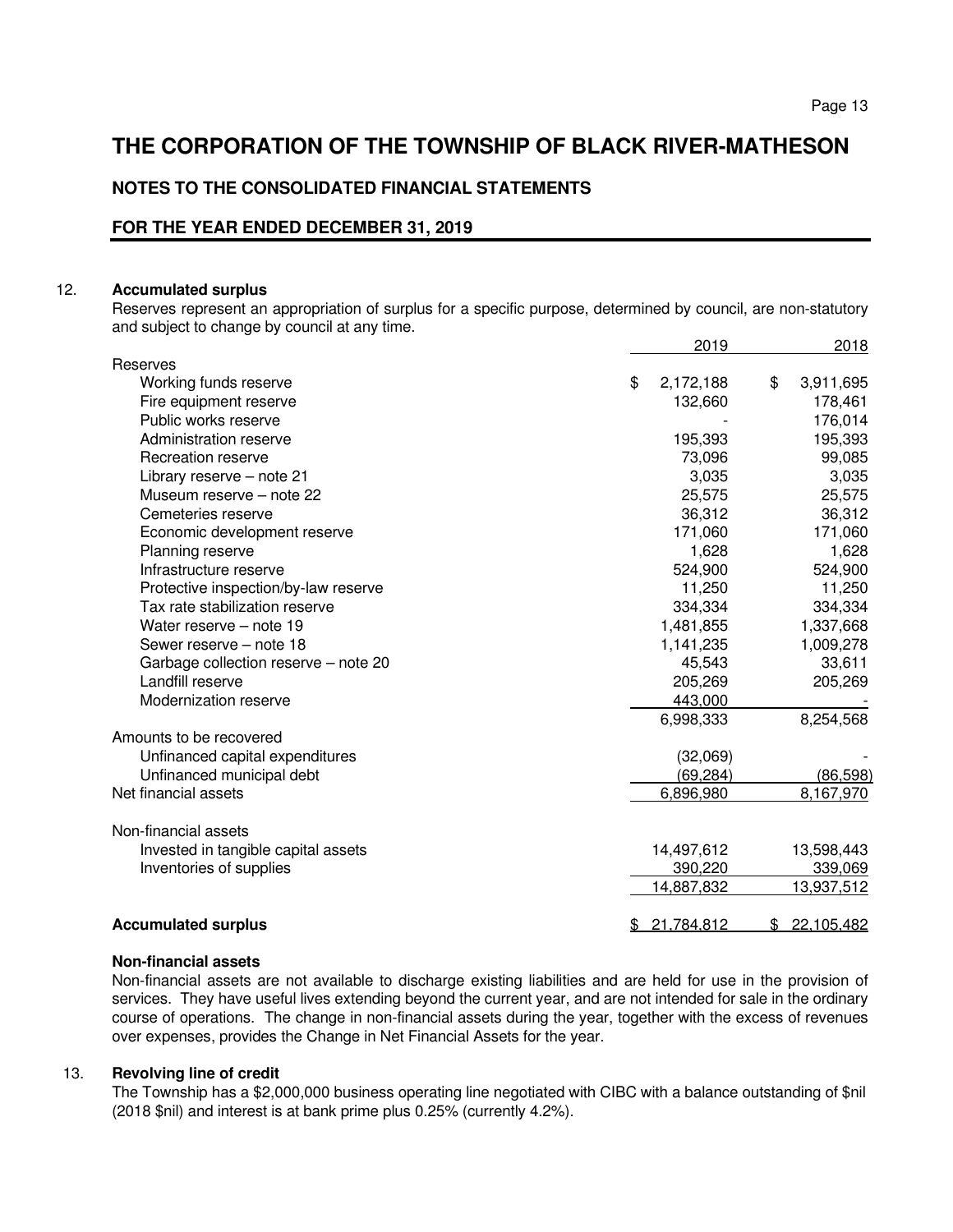# THE CORPORATION OF THE TOWNSHIP OF BLACK RIVER-MATHESON

## NOTES TO THE CONSOLIDATED FINANCIAL STATEMENTS

## FOR THE YEAR ENDED DECEMBER 31, 2019

### 12. Accumulated surplus

Reserves represent an appropriation of surplus for a specific purpose, determined by council, are non-statutory and subject to change by council at any time.

| | 2019 | 2018 |
|---|---|---|
| Reserves | | |
| Working funds reserve | $ 2,172,188 | $ 3,911,695 |
| Fire equipment reserve | 132,660 | 178,461 |
| Public works reserve | - | 176,014 |
| Administration reserve | 195,393 | 195,393 |
| Recreation reserve | 73,096 | 99,085 |
| Library reserve – note 21 | 3,035 | 3,035 |
| Museum reserve – note 22 | 25,575 | 25,575 |
| Cemeteries reserve | 36,312 | 36,312 |
| Economic development reserve | 171,060 | 171,060 |
| Planning reserve | 1,628 | 1,628 |
| Infrastructure reserve | 524,900 | 524,900 |
| Protective inspection/by-law reserve | 11,250 | 11,250 |
| Tax rate stabilization reserve | 334,334 | 334,334 |
| Water reserve – note 19 | 1,481,855 | 1,337,668 |
| Sewer reserve – note 18 | 1,141,235 | 1,009,278 |
| Garbage collection reserve – note 20 | 45,543 | 33,611 |
| Landfill reserve | 205,269 | 205,269 |
| Modernization reserve | 443,000 | - |
| | 6,998,333 | 8,254,568 |
| Amounts to be recovered | | |
| Unfinanced capital expenditures | (32,069) | - |
| Unfinanced municipal debt | (69,284) | (86,598) |
| Net financial assets | 6,896,980 | 8,167,970 |
| Non-financial assets | | |
| Invested in tangible capital assets | 14,497,612 | 13,598,443 |
| Inventories of supplies | 390,220 | 339,069 |
| | 14,887,832 | 13,937,512 |
| **Accumulated surplus** | $ 21,784,812 | $ 22,105,482 |

**Non-financial assets**

Non-financial assets are not available to discharge existing liabilities and are held for use in the provision of services. They have useful lives extending beyond the current year, and are not intended for sale in the ordinary course of operations. The change in non-financial assets during the year, together with the excess of revenues over expenses, provides the Change in Net Financial Assets for the year.

### 13. Revolving line of credit

The Township has a $2,000,000 business operating line negotiated with CIBC with a balance outstanding of $nil (2018 $nil) and interest is at bank prime plus 0.25% (currently 4.2%).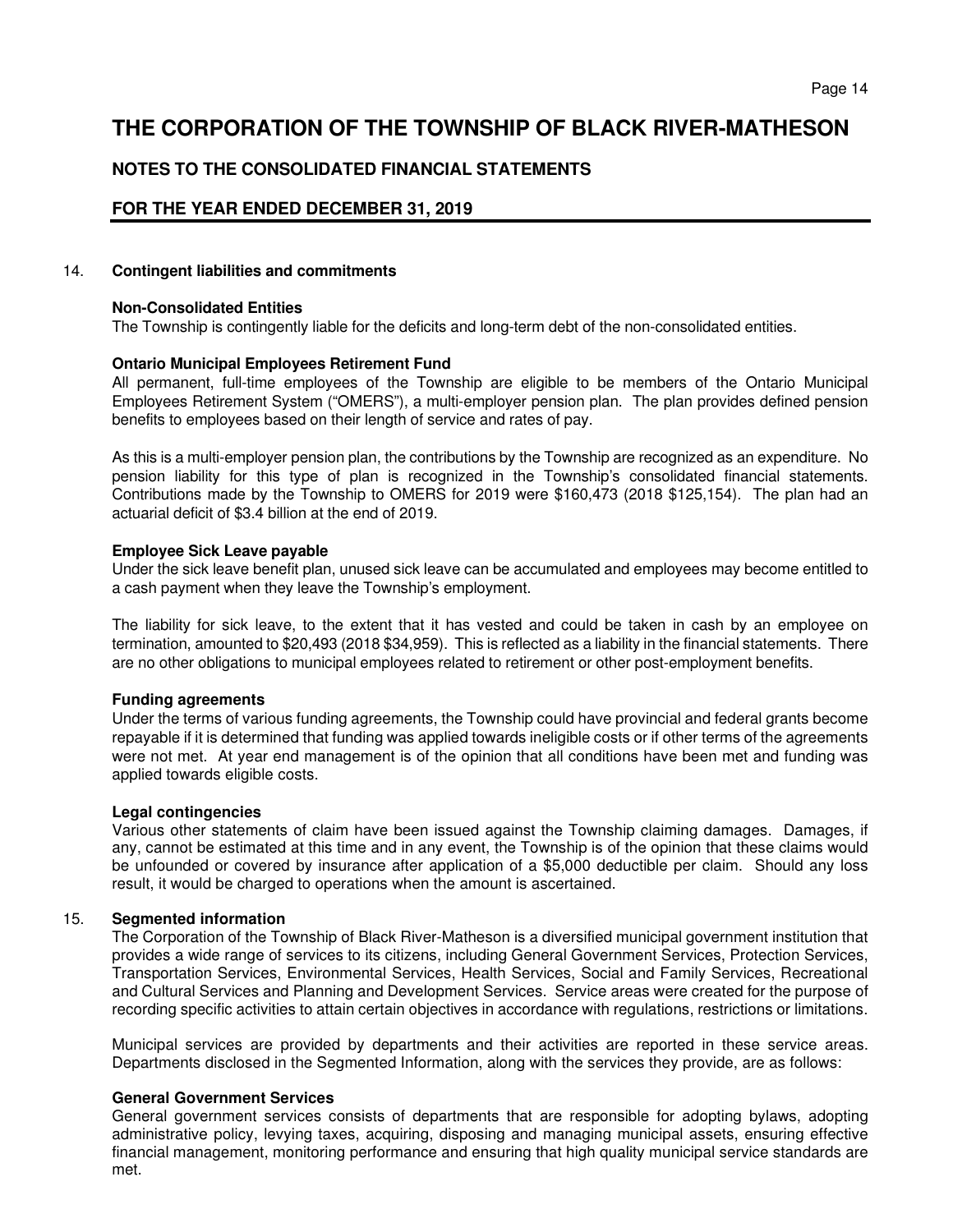# THE CORPORATION OF THE TOWNSHIP OF BLACK RIVER-MATHESON

## NOTES TO THE CONSOLIDATED FINANCIAL STATEMENTS

## FOR THE YEAR ENDED DECEMBER 31, 2019

14. **Contingent liabilities and commitments**

**Non-Consolidated Entities**

The Township is contingently liable for the deficits and long-term debt of the non-consolidated entities.

**Ontario Municipal Employees Retirement Fund**

All permanent, full-time employees of the Township are eligible to be members of the Ontario Municipal Employees Retirement System ("OMERS"), a multi-employer pension plan. The plan provides defined pension benefits to employees based on their length of service and rates of pay.

As this is a multi-employer pension plan, the contributions by the Township are recognized as an expenditure. No pension liability for this type of plan is recognized in the Township's consolidated financial statements. Contributions made by the Township to OMERS for 2019 were $160,473 (2018 $125,154). The plan had an actuarial deficit of $3.4 billion at the end of 2019.

**Employee Sick Leave payable**

Under the sick leave benefit plan, unused sick leave can be accumulated and employees may become entitled to a cash payment when they leave the Township's employment.

The liability for sick leave, to the extent that it has vested and could be taken in cash by an employee on termination, amounted to $20,493 (2018 $34,959). This is reflected as a liability in the financial statements. There are no other obligations to municipal employees related to retirement or other post-employment benefits.

**Funding agreements**

Under the terms of various funding agreements, the Township could have provincial and federal grants become repayable if it is determined that funding was applied towards ineligible costs or if other terms of the agreements were not met. At year end management is of the opinion that all conditions have been met and funding was applied towards eligible costs.

**Legal contingencies**

Various other statements of claim have been issued against the Township claiming damages. Damages, if any, cannot be estimated at this time and in any event, the Township is of the opinion that these claims would be unfounded or covered by insurance after application of a $5,000 deductible per claim. Should any loss result, it would be charged to operations when the amount is ascertained.

15. **Segmented information**

The Corporation of the Township of Black River-Matheson is a diversified municipal government institution that provides a wide range of services to its citizens, including General Government Services, Protection Services, Transportation Services, Environmental Services, Health Services, Social and Family Services, Recreational and Cultural Services and Planning and Development Services. Service areas were created for the purpose of recording specific activities to attain certain objectives in accordance with regulations, restrictions or limitations.

Municipal services are provided by departments and their activities are reported in these service areas. Departments disclosed in the Segmented Information, along with the services they provide, are as follows:

**General Government Services**

General government services consists of departments that are responsible for adopting bylaws, adopting administrative policy, levying taxes, acquiring, disposing and managing municipal assets, ensuring effective financial management, monitoring performance and ensuring that high quality municipal service standards are met.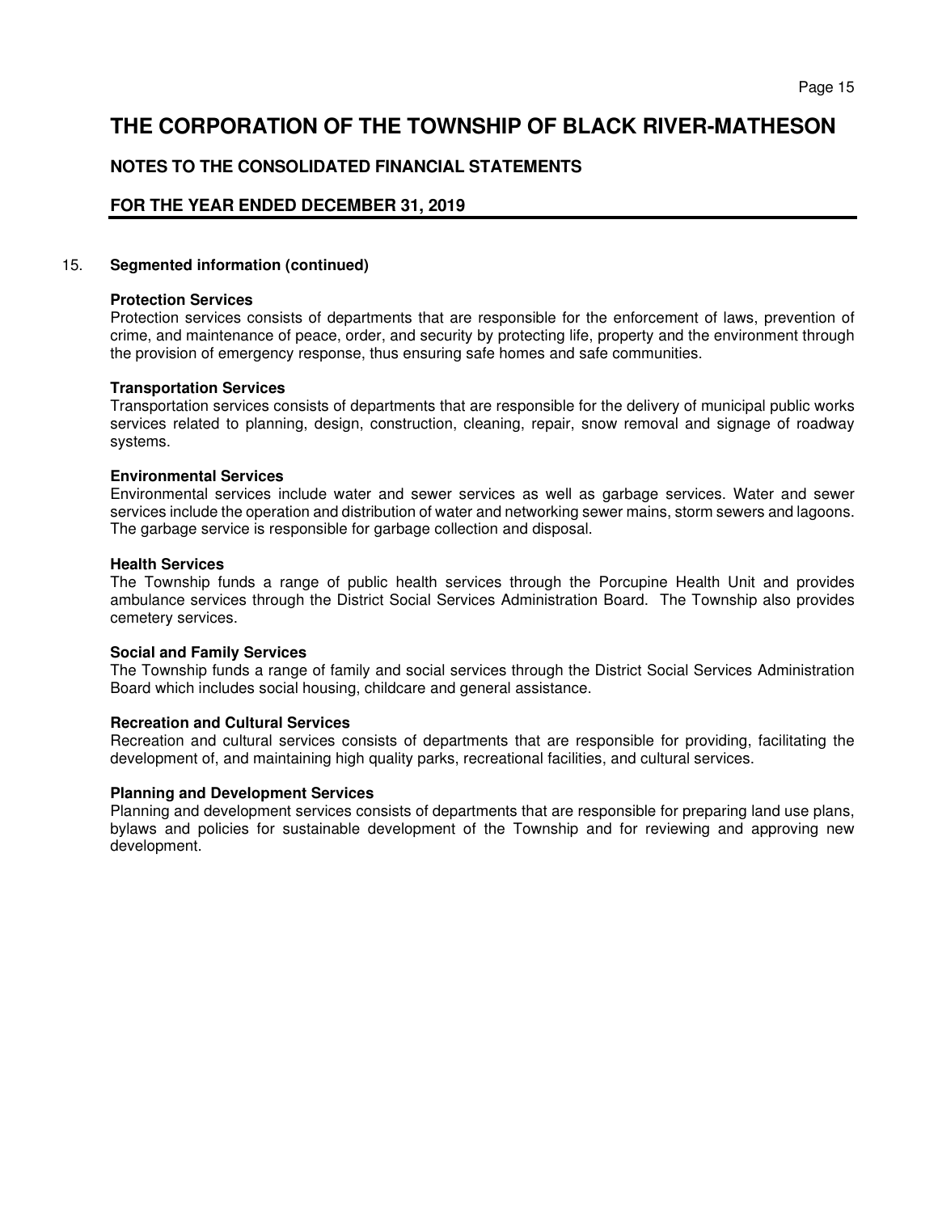# THE CORPORATION OF THE TOWNSHIP OF BLACK RIVER-MATHESON

## NOTES TO THE CONSOLIDATED FINANCIAL STATEMENTS

## FOR THE YEAR ENDED DECEMBER 31, 2019

15. **Segmented information (continued)**

**Protection Services**
Protection services consists of departments that are responsible for the enforcement of laws, prevention of crime, and maintenance of peace, order, and security by protecting life, property and the environment through the provision of emergency response, thus ensuring safe homes and safe communities.

**Transportation Services**
Transportation services consists of departments that are responsible for the delivery of municipal public works services related to planning, design, construction, cleaning, repair, snow removal and signage of roadway systems.

**Environmental Services**
Environmental services include water and sewer services as well as garbage services. Water and sewer services include the operation and distribution of water and networking sewer mains, storm sewers and lagoons. The garbage service is responsible for garbage collection and disposal.

**Health Services**
The Township funds a range of public health services through the Porcupine Health Unit and provides ambulance services through the District Social Services Administration Board. The Township also provides cemetery services.

**Social and Family Services**
The Township funds a range of family and social services through the District Social Services Administration Board which includes social housing, childcare and general assistance.

**Recreation and Cultural Services**
Recreation and cultural services consists of departments that are responsible for providing, facilitating the development of, and maintaining high quality parks, recreational facilities, and cultural services.

**Planning and Development Services**
Planning and development services consists of departments that are responsible for preparing land use plans, bylaws and policies for sustainable development of the Township and for reviewing and approving new development.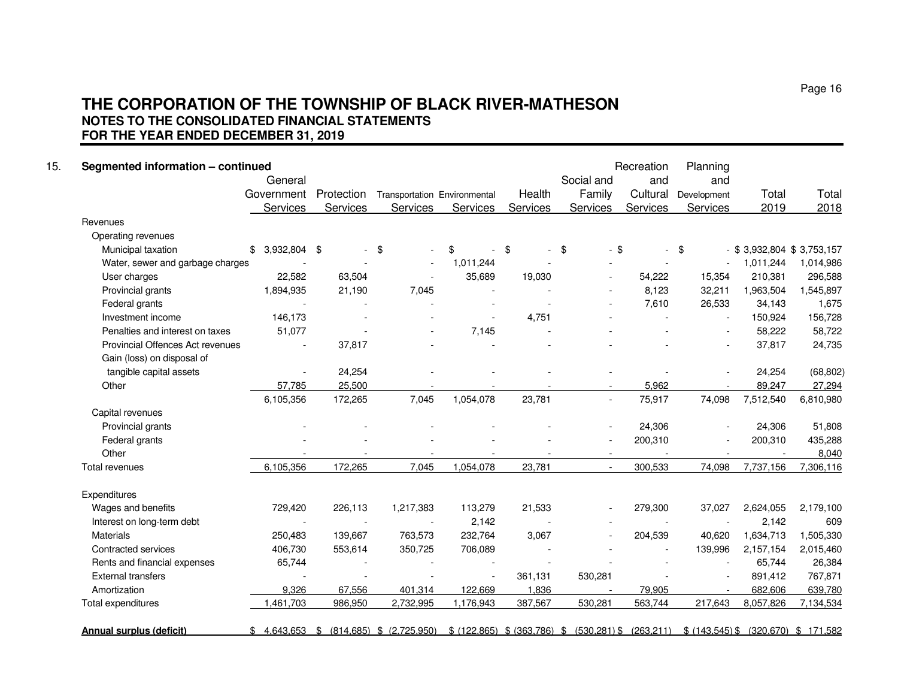## THE CORPORATION OF THE TOWNSHIP OF BLACK RIVER-MATHESON
### NOTES TO THE CONSOLIDATED FINANCIAL STATEMENTS
### FOR THE YEAR ENDED DECEMBER 31, 2019

15. **Segmented information – continued**

| | General Government Services | Protection Services | Transportation Services | Environmental Services | Health Services | Social and Family Services | Recreation and Cultural Services | Planning and Development Services | Total 2019 | Total 2018 |
|---|---|---|---|---|---|---|---|---|---|---|
| Revenues | | | | | | | | | | |
| Operating revenues | | | | | | | | | | |
| Municipal taxation | $ 3,932,804 | $ - | $ - | $ - | $ - | $ - | $ - | $ - | $ 3,932,804 | $ 3,753,157 |
| Water, sewer and garbage charges | - | - | - | 1,011,244 | - | - | - | - | 1,011,244 | 1,014,986 |
| User charges | 22,582 | 63,504 | - | 35,689 | 19,030 | - | 54,222 | 15,354 | 210,381 | 296,588 |
| Provincial grants | 1,894,935 | 21,190 | 7,045 | - | - | - | 8,123 | 32,211 | 1,963,504 | 1,545,897 |
| Federal grants | - | - | - | - | - | - | 7,610 | 26,533 | 34,143 | 1,675 |
| Investment income | 146,173 | - | - | - | 4,751 | - | - | - | 150,924 | 156,728 |
| Penalties and interest on taxes | 51,077 | - | - | 7,145 | - | - | - | - | 58,222 | 58,722 |
| Provincial Offences Act revenues | - | 37,817 | - | - | - | - | - | - | 37,817 | 24,735 |
| Gain (loss) on disposal of tangible capital assets | - | 24,254 | - | - | - | - | - | - | 24,254 | (68,802) |
| Other | 57,785 | 25,500 | - | - | - | - | 5,962 | - | 89,247 | 27,294 |
| | 6,105,356 | 172,265 | 7,045 | 1,054,078 | 23,781 | - | 75,917 | 74,098 | 7,512,540 | 6,810,980 |
| Capital revenues | | | | | | | | | | |
| Provincial grants | - | - | - | - | - | - | 24,306 | - | 24,306 | 51,808 |
| Federal grants | - | - | - | - | - | - | 200,310 | - | 200,310 | 435,288 |
| Other | - | - | - | - | - | - | - | - | - | 8,040 |
| Total revenues | 6,105,356 | 172,265 | 7,045 | 1,054,078 | 23,781 | - | 300,533 | 74,098 | 7,737,156 | 7,306,116 |
| Expenditures | | | | | | | | | | |
| Wages and benefits | 729,420 | 226,113 | 1,217,383 | 113,279 | 21,533 | - | 279,300 | 37,027 | 2,624,055 | 2,179,100 |
| Interest on long-term debt | - | - | - | 2,142 | - | - | - | - | 2,142 | 609 |
| Materials | 250,483 | 139,667 | 763,573 | 232,764 | 3,067 | - | 204,539 | 40,620 | 1,634,713 | 1,505,330 |
| Contracted services | 406,730 | 553,614 | 350,725 | 706,089 | - | - | - | 139,996 | 2,157,154 | 2,015,460 |
| Rents and financial expenses | 65,744 | - | - | - | - | - | - | - | 65,744 | 26,384 |
| External transfers | - | - | - | - | 361,131 | 530,281 | - | - | 891,412 | 767,871 |
| Amortization | 9,326 | 67,556 | 401,314 | 122,669 | 1,836 | - | 79,905 | - | 682,606 | 639,780 |
| Total expenditures | 1,461,703 | 986,950 | 2,732,995 | 1,176,943 | 387,567 | 530,281 | 563,744 | 217,643 | 8,057,826 | 7,134,534 |
| **Annual surplus (deficit)** | $ 4,643,653 | $ (814,685) | $ (2,725,950) | $ (122,865) | $ (363,786) | $ (530,281) | $ (263,211) | $ (143,545) | $ (320,670) | $ 171,582 |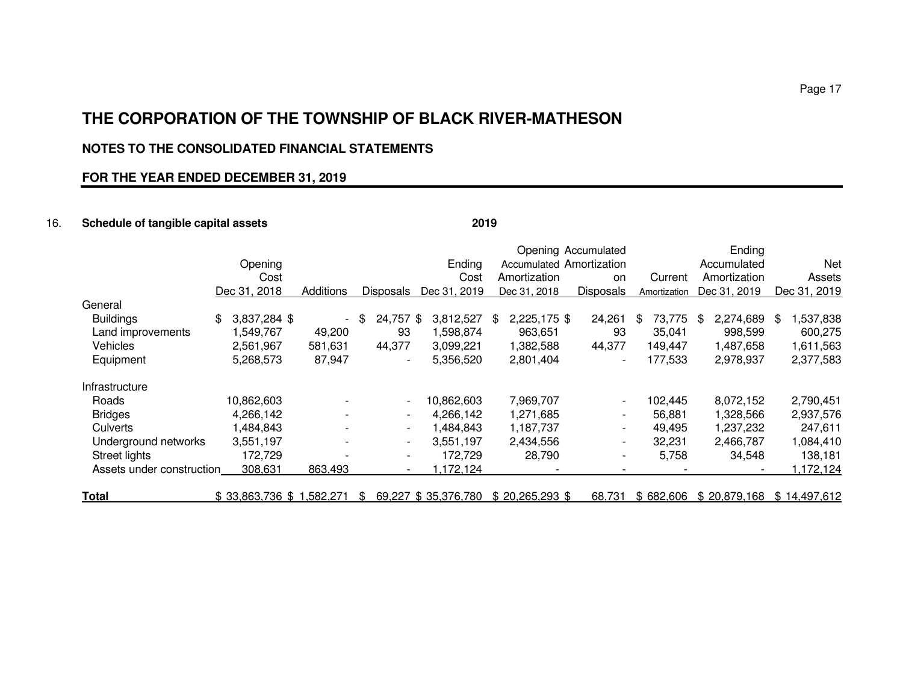# THE CORPORATION OF THE TOWNSHIP OF BLACK RIVER-MATHESON

## NOTES TO THE CONSOLIDATED FINANCIAL STATEMENTS

## FOR THE YEAR ENDED DECEMBER 31, 2019

16. **Schedule of tangible capital assets** **2019**

| | Opening Cost Dec 31, 2018 | Additions | Disposals | Ending Cost Dec 31, 2019 | Opening Accumulated Amortization Dec 31, 2018 | Accumulated Amortization on Disposals | Current Amortization | Ending Accumulated Amortization Dec 31, 2019 | Net Assets Dec 31, 2019 |
|---|---|---|---|---|---|---|---|---|---|
| General | | | | | | | | | |
| Buildings | $ 3,837,284 | $ - | $ 24,757 | $ 3,812,527 | $ 2,225,175 | $ 24,261 | $ 73,775 | $ 2,274,689 | $ 1,537,838 |
| Land improvements | 1,549,767 | 49,200 | 93 | 1,598,874 | 963,651 | 93 | 35,041 | 998,599 | 600,275 |
| Vehicles | 2,561,967 | 581,631 | 44,377 | 3,099,221 | 1,382,588 | 44,377 | 149,447 | 1,487,658 | 1,611,563 |
| Equipment | 5,268,573 | 87,947 | - | 5,356,520 | 2,801,404 | - | 177,533 | 2,978,937 | 2,377,583 |
| Infrastructure | | | | | | | | | |
| Roads | 10,862,603 | - | - | 10,862,603 | 7,969,707 | - | 102,445 | 8,072,152 | 2,790,451 |
| Bridges | 4,266,142 | - | - | 4,266,142 | 1,271,685 | - | 56,881 | 1,328,566 | 2,937,576 |
| Culverts | 1,484,843 | - | - | 1,484,843 | 1,187,737 | - | 49,495 | 1,237,232 | 247,611 |
| Underground networks | 3,551,197 | - | - | 3,551,197 | 2,434,556 | - | 32,231 | 2,466,787 | 1,084,410 |
| Street lights | 172,729 | - | - | 172,729 | 28,790 | - | 5,758 | 34,548 | 138,181 |
| Assets under construction | 308,631 | 863,493 | - | 1,172,124 | - | - | - | - | 1,172,124 |
| **Total** | $ 33,863,736 | $ 1,582,271 | $ 69,227 | $ 35,376,780 | $ 20,265,293 | $ 68,731 | $ 682,606 | $ 20,879,168 | $ 14,497,612 |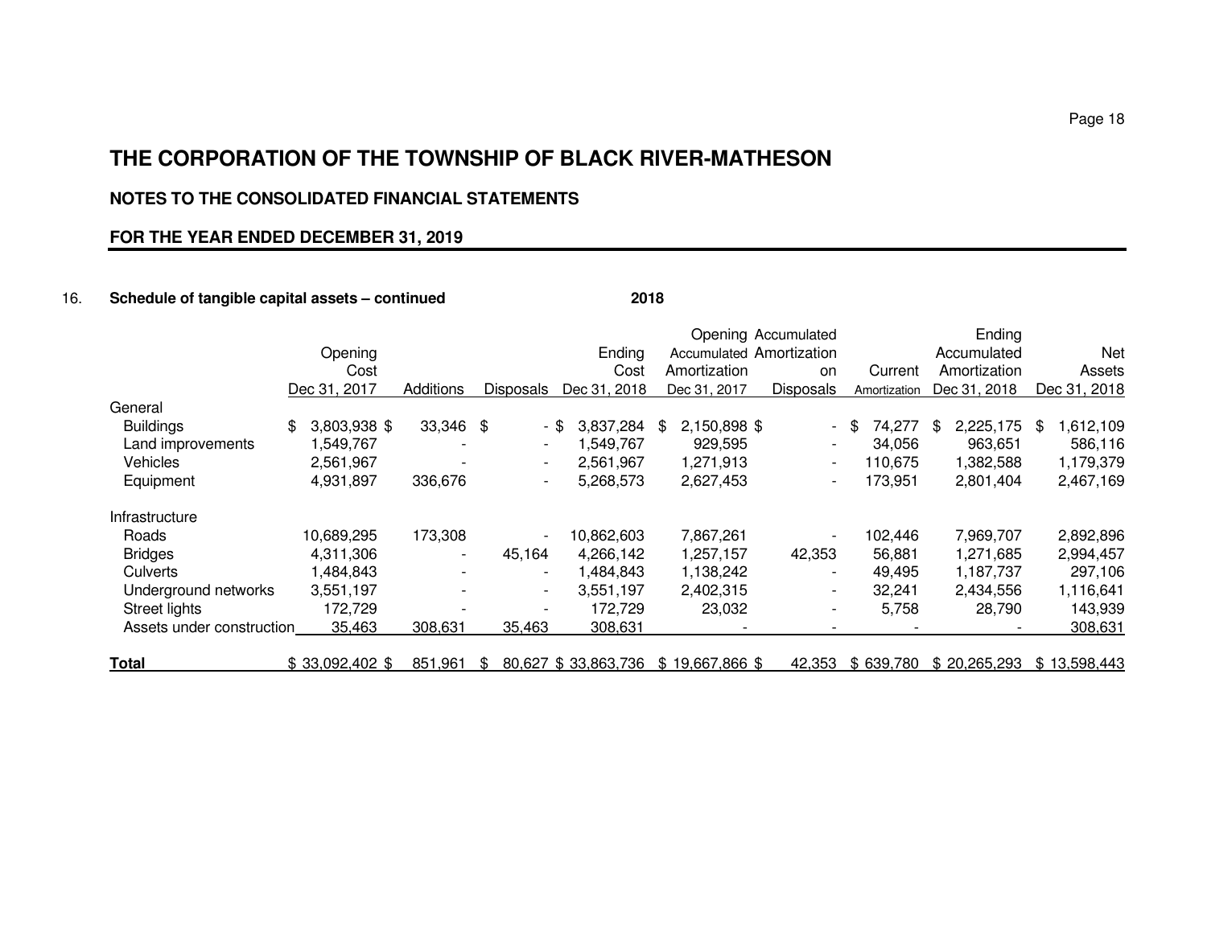# THE CORPORATION OF THE TOWNSHIP OF BLACK RIVER-MATHESON

## NOTES TO THE CONSOLIDATED FINANCIAL STATEMENTS

### FOR THE YEAR ENDED DECEMBER 31, 2019

16. **Schedule of tangible capital assets – continued** **2018**

| | Opening Cost Dec 31, 2017 | Additions | Disposals | Ending Cost Dec 31, 2018 | Opening Accumulated Amortization Dec 31, 2017 | Accumulated Amortization on Disposals | Current Amortization | Ending Accumulated Amortization Dec 31, 2018 | Net Assets Dec 31, 2018 |
|---|---|---|---|---|---|---|---|---|---|
| General | | | | | | | | | |
| Buildings | $ 3,803,938 | $ 33,346 | $ - | $ 3,837,284 | $ 2,150,898 | $ - | $ 74,277 | $ 2,225,175 | $ 1,612,109 |
| Land improvements | 1,549,767 | - | - | 1,549,767 | 929,595 | - | 34,056 | 963,651 | 586,116 |
| Vehicles | 2,561,967 | - | - | 2,561,967 | 1,271,913 | - | 110,675 | 1,382,588 | 1,179,379 |
| Equipment | 4,931,897 | 336,676 | - | 5,268,573 | 2,627,453 | - | 173,951 | 2,801,404 | 2,467,169 |
| Infrastructure | | | | | | | | | |
| Roads | 10,689,295 | 173,308 | - | 10,862,603 | 7,867,261 | - | 102,446 | 7,969,707 | 2,892,896 |
| Bridges | 4,311,306 | - | 45,164 | 4,266,142 | 1,257,157 | 42,353 | 56,881 | 1,271,685 | 2,994,457 |
| Culverts | 1,484,843 | - | - | 1,484,843 | 1,138,242 | - | 49,495 | 1,187,737 | 297,106 |
| Underground networks | 3,551,197 | - | - | 3,551,197 | 2,402,315 | - | 32,241 | 2,434,556 | 1,116,641 |
| Street lights | 172,729 | - | - | 172,729 | 23,032 | - | 5,758 | 28,790 | 143,939 |
| Assets under construction | 35,463 | 308,631 | 35,463 | 308,631 | - | - | - | - | 308,631 |
| **Total** | $ 33,092,402 | $ 851,961 | $ 80,627 | $ 33,863,736 | $ 19,667,866 | $ 42,353 | $ 639,780 | $ 20,265,293 | $ 13,598,443 |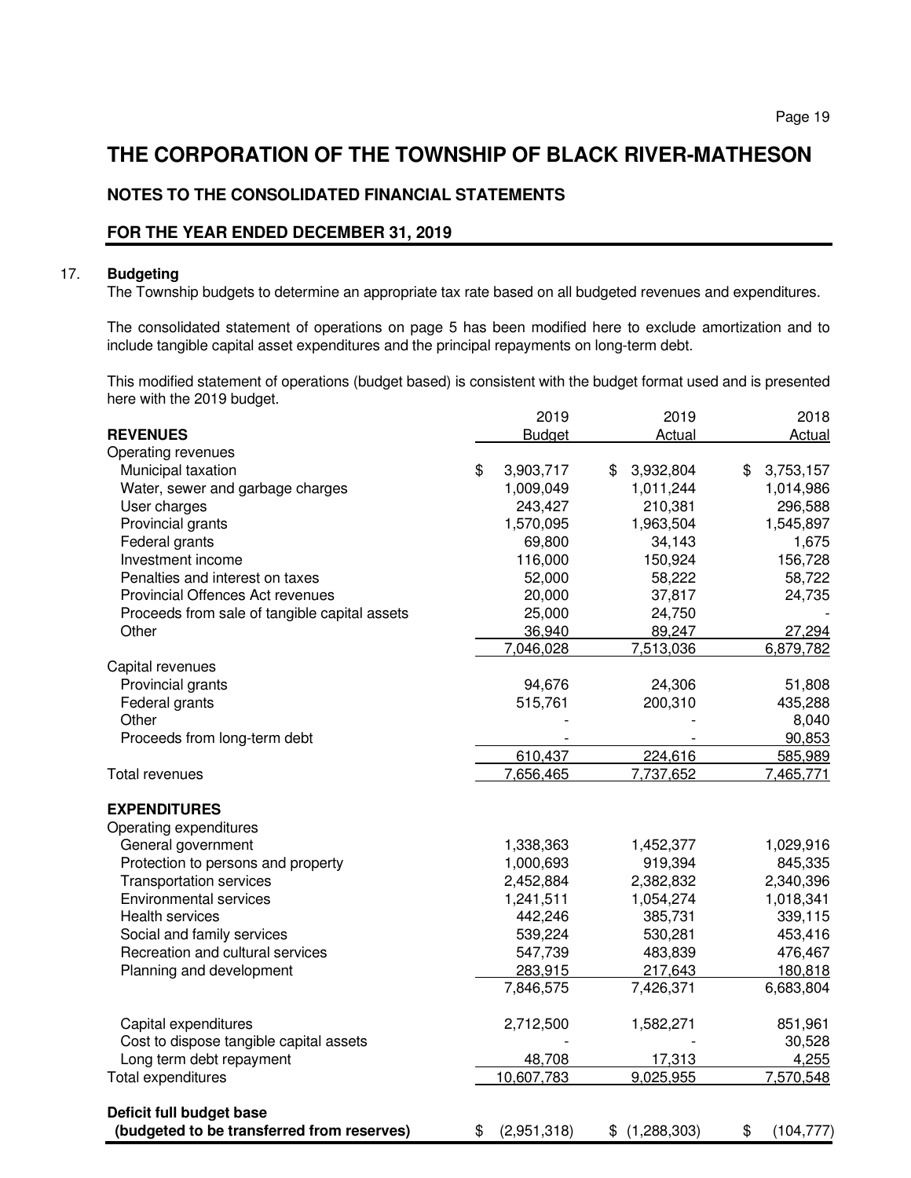# THE CORPORATION OF THE TOWNSHIP OF BLACK RIVER-MATHESON

## NOTES TO THE CONSOLIDATED FINANCIAL STATEMENTS

## FOR THE YEAR ENDED DECEMBER 31, 2019

17. **Budgeting**

The Township budgets to determine an appropriate tax rate based on all budgeted revenues and expenditures.

The consolidated statement of operations on page 5 has been modified here to exclude amortization and to include tangible capital asset expenditures and the principal repayments on long-term debt.

This modified statement of operations (budget based) is consistent with the budget format used and is presented here with the 2019 budget.

| | 2019 Budget | 2019 Actual | 2018 Actual |
|---|---|---|---|
| **REVENUES** | | | |
| Operating revenues | | | |
| Municipal taxation | $ 3,903,717 | $ 3,932,804 | $ 3,753,157 |
| Water, sewer and garbage charges | 1,009,049 | 1,011,244 | 1,014,986 |
| User charges | 243,427 | 210,381 | 296,588 |
| Provincial grants | 1,570,095 | 1,963,504 | 1,545,897 |
| Federal grants | 69,800 | 34,143 | 1,675 |
| Investment income | 116,000 | 150,924 | 156,728 |
| Penalties and interest on taxes | 52,000 | 58,222 | 58,722 |
| Provincial Offences Act revenues | 20,000 | 37,817 | 24,735 |
| Proceeds from sale of tangible capital assets | 25,000 | 24,750 | - |
| Other | 36,940 | 89,247 | 27,294 |
| | 7,046,028 | 7,513,036 | 6,879,782 |
| Capital revenues | | | |
| Provincial grants | 94,676 | 24,306 | 51,808 |
| Federal grants | 515,761 | 200,310 | 435,288 |
| Other | - | - | 8,040 |
| Proceeds from long-term debt | - | - | 90,853 |
| | 610,437 | 224,616 | 585,989 |
| Total revenues | 7,656,465 | 7,737,652 | 7,465,771 |
| **EXPENDITURES** | | | |
| Operating expenditures | | | |
| General government | 1,338,363 | 1,452,377 | 1,029,916 |
| Protection to persons and property | 1,000,693 | 919,394 | 845,335 |
| Transportation services | 2,452,884 | 2,382,832 | 2,340,396 |
| Environmental services | 1,241,511 | 1,054,274 | 1,018,341 |
| Health services | 442,246 | 385,731 | 339,115 |
| Social and family services | 539,224 | 530,281 | 453,416 |
| Recreation and cultural services | 547,739 | 483,839 | 476,467 |
| Planning and development | 283,915 | 217,643 | 180,818 |
| | 7,846,575 | 7,426,371 | 6,683,804 |
| Capital expenditures | 2,712,500 | 1,582,271 | 851,961 |
| Cost to dispose tangible capital assets | - | - | 30,528 |
| Long term debt repayment | 48,708 | 17,313 | 4,255 |
| Total expenditures | 10,607,783 | 9,025,955 | 7,570,548 |
| **Deficit full budget base (budgeted to be transferred from reserves)** | $ (2,951,318) | $ (1,288,303) | $ (104,777) |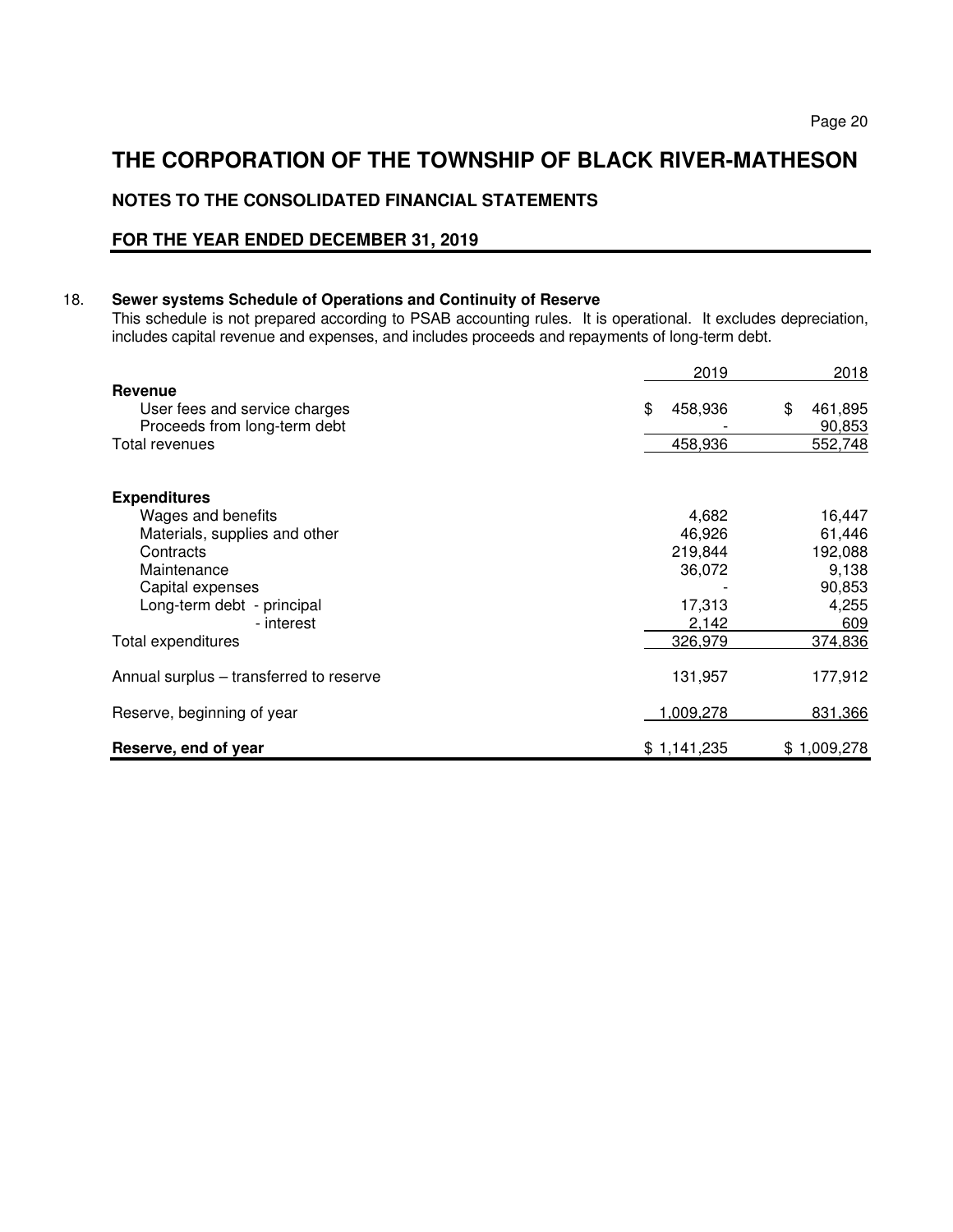# THE CORPORATION OF THE TOWNSHIP OF BLACK RIVER-MATHESON

## NOTES TO THE CONSOLIDATED FINANCIAL STATEMENTS

## FOR THE YEAR ENDED DECEMBER 31, 2019

18. **Sewer systems Schedule of Operations and Continuity of Reserve**

This schedule is not prepared according to PSAB accounting rules. It is operational. It excludes depreciation, includes capital revenue and expenses, and includes proceeds and repayments of long-term debt.

| | 2019 | 2018 |
|---|---|---|
| **Revenue** | | |
| User fees and service charges | $ 458,936 | $ 461,895 |
| Proceeds from long-term debt | - | 90,853 |
| Total revenues | 458,936 | 552,748 |
| | | |
| **Expenditures** | | |
| Wages and benefits | 4,682 | 16,447 |
| Materials, supplies and other | 46,926 | 61,446 |
| Contracts | 219,844 | 192,088 |
| Maintenance | 36,072 | 9,138 |
| Capital expenses | - | 90,853 |
| Long-term debt - principal | 17,313 | 4,255 |
| - interest | 2,142 | 609 |
| Total expenditures | 326,979 | 374,836 |
| | | |
| Annual surplus – transferred to reserve | 131,957 | 177,912 |
| | | |
| Reserve, beginning of year | 1,009,278 | 831,366 |
| | | |
| **Reserve, end of year** | $ 1,141,235 | $ 1,009,278 |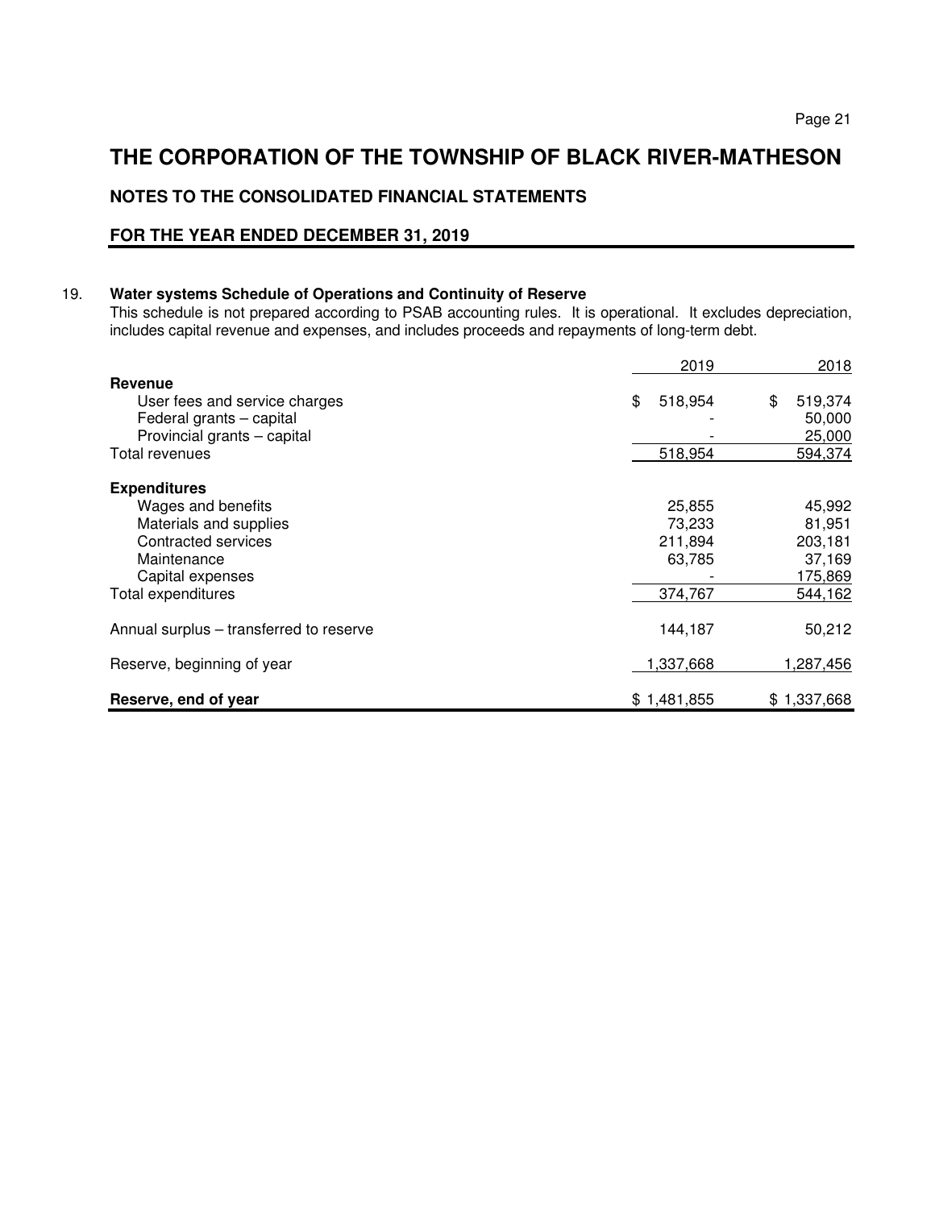# THE CORPORATION OF THE TOWNSHIP OF BLACK RIVER-MATHESON

## NOTES TO THE CONSOLIDATED FINANCIAL STATEMENTS

## FOR THE YEAR ENDED DECEMBER 31, 2019

19. **Water systems Schedule of Operations and Continuity of Reserve**

This schedule is not prepared according to PSAB accounting rules. It is operational. It excludes depreciation, includes capital revenue and expenses, and includes proceeds and repayments of long-term debt.

| | 2019 | 2018 |
|---|---|---|
| **Revenue** | | |
| User fees and service charges | $ 518,954 | $ 519,374 |
| Federal grants – capital | - | 50,000 |
| Provincial grants – capital | - | 25,000 |
| Total revenues | 518,954 | 594,374 |
| **Expenditures** | | |
| Wages and benefits | 25,855 | 45,992 |
| Materials and supplies | 73,233 | 81,951 |
| Contracted services | 211,894 | 203,181 |
| Maintenance | 63,785 | 37,169 |
| Capital expenses | - | 175,869 |
| Total expenditures | 374,767 | 544,162 |
| Annual surplus – transferred to reserve | 144,187 | 50,212 |
| Reserve, beginning of year | 1,337,668 | 1,287,456 |
| **Reserve, end of year** | $ 1,481,855 | $ 1,337,668 |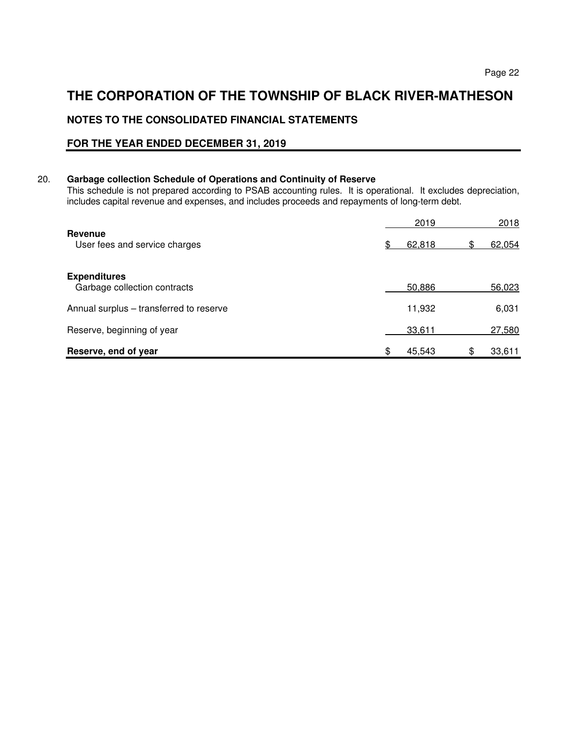# THE CORPORATION OF THE TOWNSHIP OF BLACK RIVER-MATHESON

## NOTES TO THE CONSOLIDATED FINANCIAL STATEMENTS

## FOR THE YEAR ENDED DECEMBER 31, 2019

20. **Garbage collection Schedule of Operations and Continuity of Reserve**

This schedule is not prepared according to PSAB accounting rules. It is operational. It excludes depreciation, includes capital revenue and expenses, and includes proceeds and repayments of long-term debt.

| | 2019 | 2018 |
|---|---|---|
| **Revenue** | | |
| User fees and service charges | $ 62,818 | $ 62,054 |
| **Expenditures** | | |
| Garbage collection contracts | 50,886 | 56,023 |
| Annual surplus – transferred to reserve | 11,932 | 6,031 |
| Reserve, beginning of year | 33,611 | 27,580 |
| **Reserve, end of year** | $ 45,543 | $ 33,611 |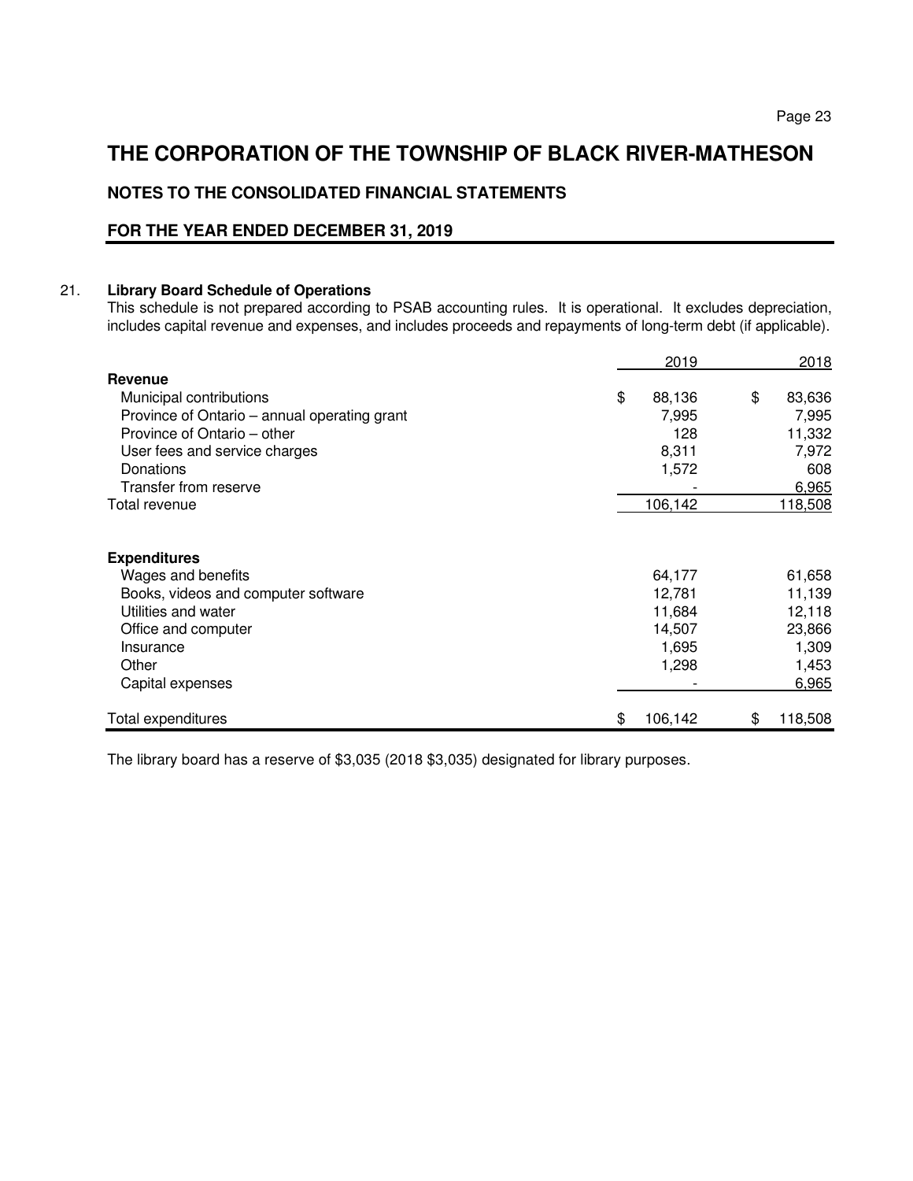# THE CORPORATION OF THE TOWNSHIP OF BLACK RIVER-MATHESON

## NOTES TO THE CONSOLIDATED FINANCIAL STATEMENTS

## FOR THE YEAR ENDED DECEMBER 31, 2019

21. **Library Board Schedule of Operations**

This schedule is not prepared according to PSAB accounting rules. It is operational. It excludes depreciation, includes capital revenue and expenses, and includes proceeds and repayments of long-term debt (if applicable).

| | 2019 | 2018 |
|---|---|---|
| **Revenue** | | |
| Municipal contributions | $ 88,136 | $ 83,636 |
| Province of Ontario – annual operating grant | 7,995 | 7,995 |
| Province of Ontario – other | 128 | 11,332 |
| User fees and service charges | 8,311 | 7,972 |
| Donations | 1,572 | 608 |
| Transfer from reserve | - | 6,965 |
| Total revenue | 106,142 | 118,508 |
| | | |
| **Expenditures** | | |
| Wages and benefits | 64,177 | 61,658 |
| Books, videos and computer software | 12,781 | 11,139 |
| Utilities and water | 11,684 | 12,118 |
| Office and computer | 14,507 | 23,866 |
| Insurance | 1,695 | 1,309 |
| Other | 1,298 | 1,453 |
| Capital expenses | - | 6,965 |
| Total expenditures | $ 106,142 | $ 118,508 |

The library board has a reserve of $3,035 (2018 $3,035) designated for library purposes.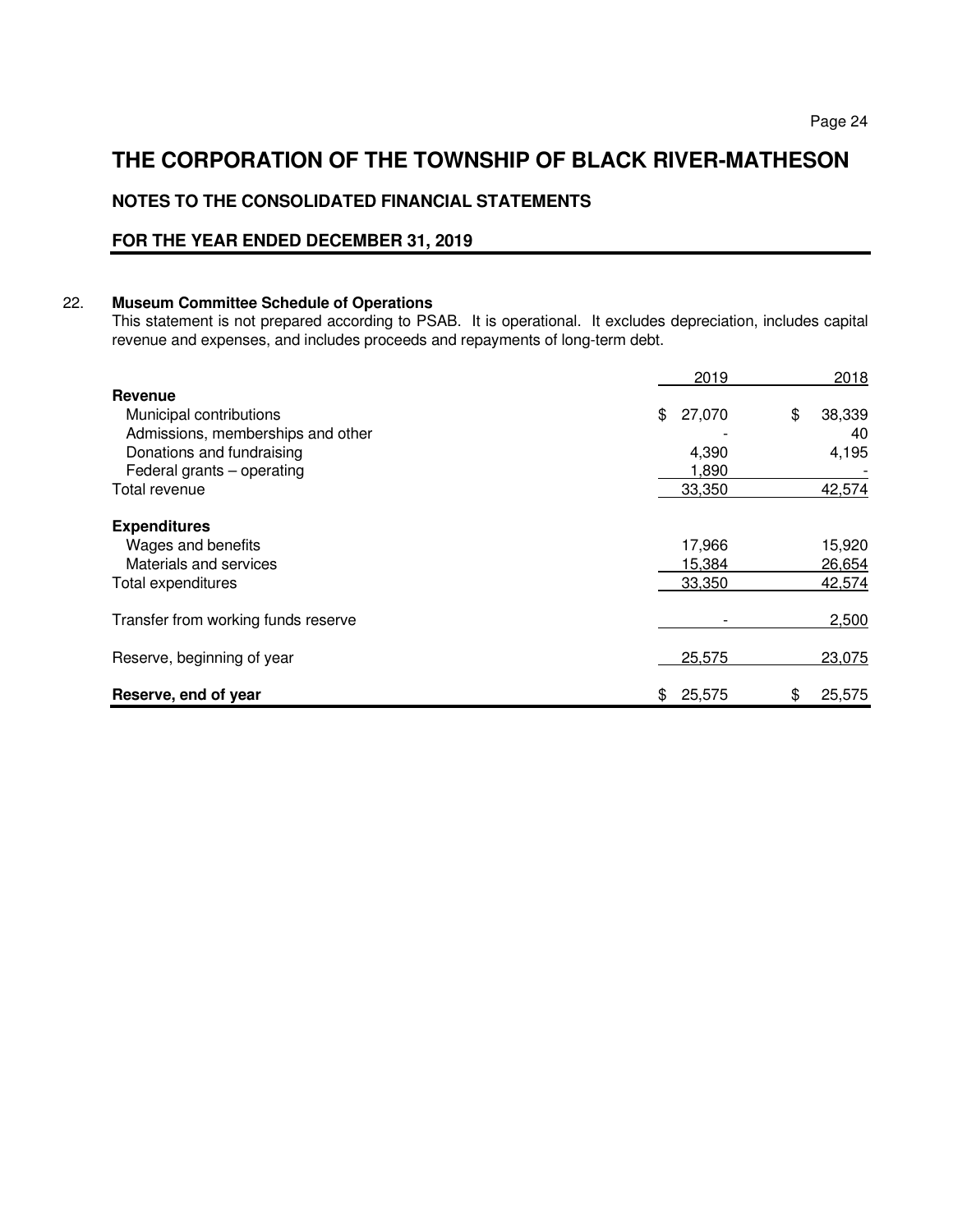# THE CORPORATION OF THE TOWNSHIP OF BLACK RIVER-MATHESON

## NOTES TO THE CONSOLIDATED FINANCIAL STATEMENTS

### FOR THE YEAR ENDED DECEMBER 31, 2019

22. **Museum Committee Schedule of Operations**
This statement is not prepared according to PSAB. It is operational. It excludes depreciation, includes capital revenue and expenses, and includes proceeds and repayments of long-term debt.

| | 2019 | 2018 |
|---|---|---|
| **Revenue** | | |
| Municipal contributions | $ 27,070 | $ 38,339 |
| Admissions, memberships and other | - | 40 |
| Donations and fundraising | 4,390 | 4,195 |
| Federal grants – operating | 1,890 | - |
| Total revenue | 33,350 | 42,574 |
| **Expenditures** | | |
| Wages and benefits | 17,966 | 15,920 |
| Materials and services | 15,384 | 26,654 |
| Total expenditures | 33,350 | 42,574 |
| Transfer from working funds reserve | - | 2,500 |
| Reserve, beginning of year | 25,575 | 23,075 |
| **Reserve, end of year** | $ 25,575 | $ 25,575 |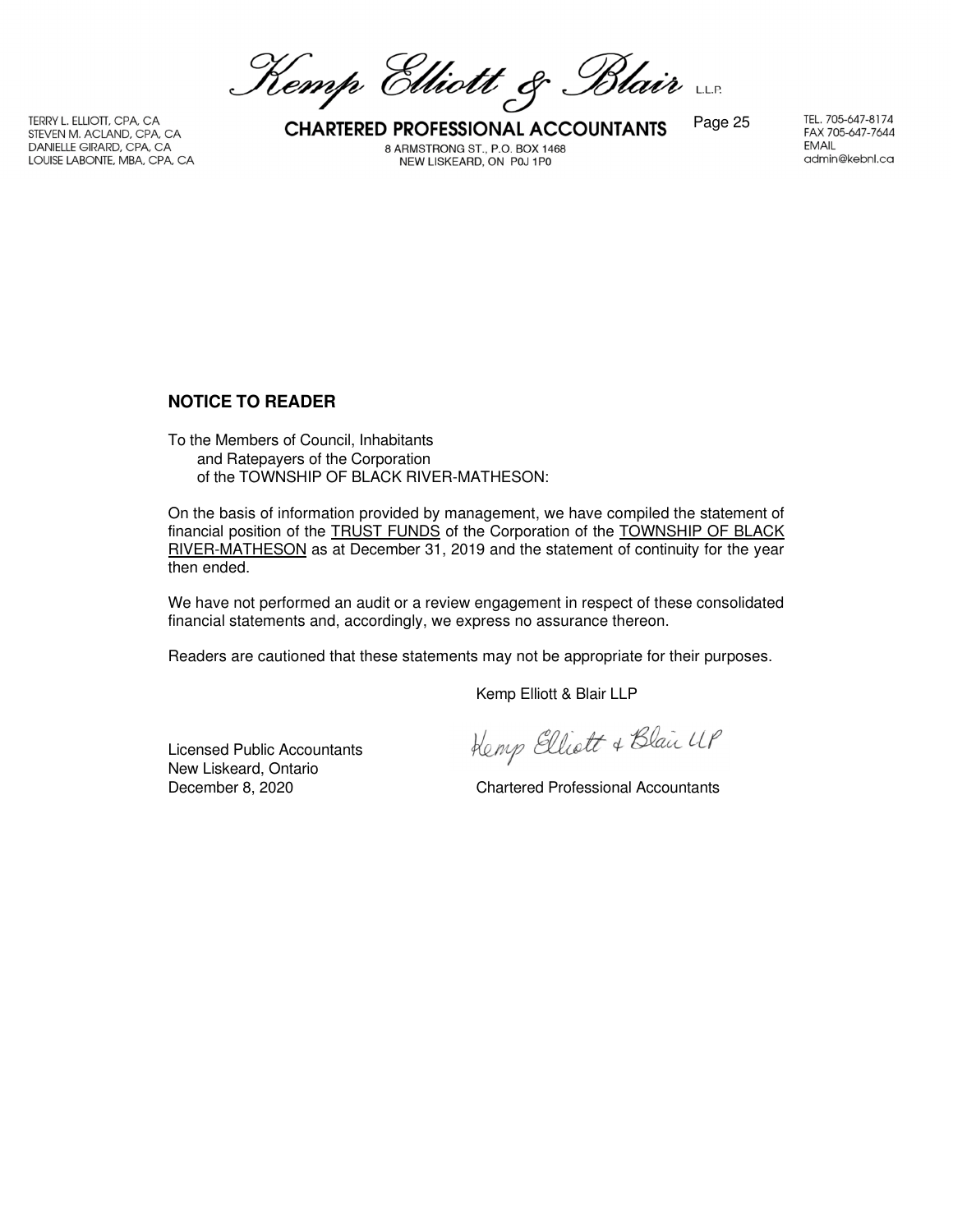Kemp Elliott & Blair L.L.P.

TERRY L. ELLIOTT, CPA, CA
STEVEN M. ACLAND, CPA, CA
DANIELLE GIRARD, CPA, CA
LOUISE LABONTE, MBA, CPA, CA

**CHARTERED PROFESSIONAL ACCOUNTANTS**
8 ARMSTRONG ST., P.O. BOX 1468
NEW LISKEARD, ON P0J 1P0

TEL. 705-647-8174
FAX 705-647-7644
EMAIL
admin@kebnl.ca

## NOTICE TO READER

To the Members of Council, Inhabitants
and Ratepayers of the Corporation
of the TOWNSHIP OF BLACK RIVER-MATHESON:

On the basis of information provided by management, we have compiled the statement of financial position of the TRUST FUNDS of the Corporation of the TOWNSHIP OF BLACK RIVER-MATHESON as at December 31, 2019 and the statement of continuity for the year then ended.

We have not performed an audit or a review engagement in respect of these consolidated financial statements and, accordingly, we express no assurance thereon.

Readers are cautioned that these statements may not be appropriate for their purposes.

Kemp Elliott & Blair LLP

Licensed Public Accountants
New Liskeard, Ontario
December 8, 2020

Chartered Professional Accountants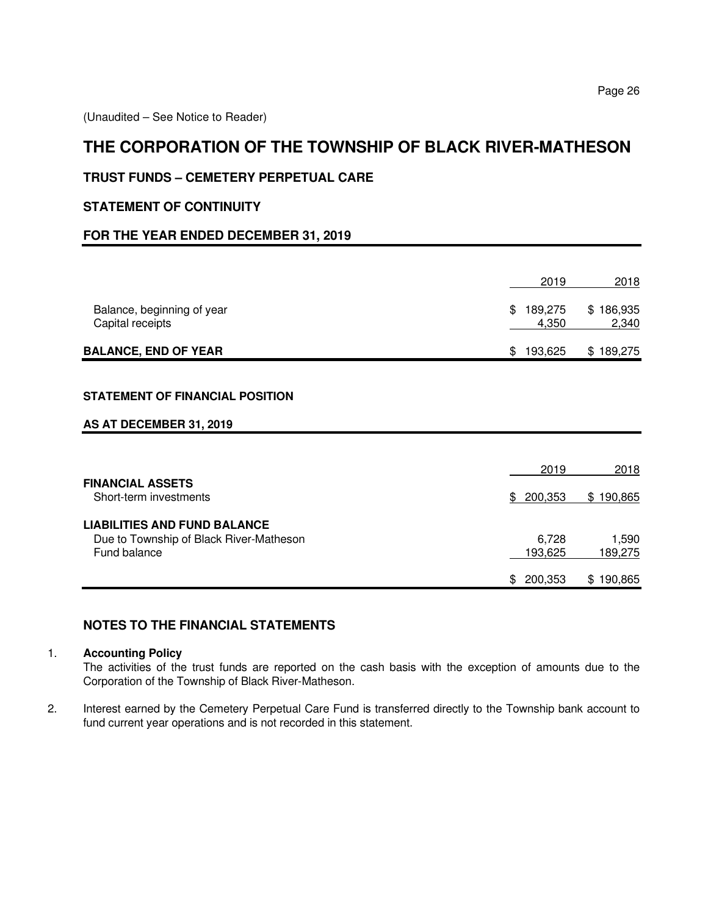(Unaudited – See Notice to Reader)

# THE CORPORATION OF THE TOWNSHIP OF BLACK RIVER-MATHESON

## TRUST FUNDS – CEMETERY PERPETUAL CARE

## STATEMENT OF CONTINUITY

## FOR THE YEAR ENDED DECEMBER 31, 2019

| | 2019 | 2018 |
|---|---|---|
| Balance, beginning of year | $ 189,275 | $ 186,935 |
| Capital receipts | 4,350 | 2,340 |
| **BALANCE, END OF YEAR** | $ 193,625 | $ 189,275 |

## STATEMENT OF FINANCIAL POSITION

## AS AT DECEMBER 31, 2019

| | 2019 | 2018 |
|---|---|---|
| **FINANCIAL ASSETS** | | |
| Short-term investments | $ 200,353 | $ 190,865 |
| **LIABILITIES AND FUND BALANCE** | | |
| Due to Township of Black River-Matheson | 6,728 | 1,590 |
| Fund balance | 193,625 | 189,275 |
| | $ 200,353 | $ 190,865 |

## NOTES TO THE FINANCIAL STATEMENTS

1. **Accounting Policy**
   The activities of the trust funds are reported on the cash basis with the exception of amounts due to the Corporation of the Township of Black River-Matheson.

2. Interest earned by the Cemetery Perpetual Care Fund is transferred directly to the Township bank account to fund current year operations and is not recorded in this statement.